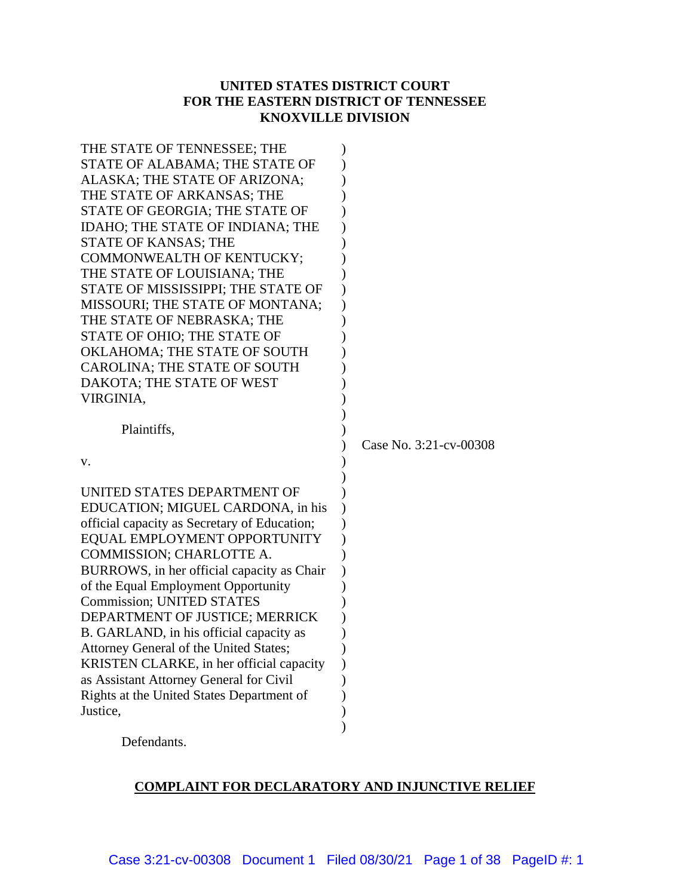**UNITED STATES DISTRICT COURT**
**FOR THE EASTERN DISTRICT OF TENNESSEE**
**KNOXVILLE DIVISION**

THE STATE OF TENNESSEE; THE STATE OF ALABAMA; THE STATE OF ALASKA; THE STATE OF ARIZONA; THE STATE OF ARKANSAS; THE STATE OF GEORGIA; THE STATE OF IDAHO; THE STATE OF INDIANA; THE STATE OF KANSAS; THE COMMONWEALTH OF KENTUCKY; THE STATE OF LOUISIANA; THE STATE OF MISSISSIPPI; THE STATE OF MISSOURI; THE STATE OF MONTANA; THE STATE OF NEBRASKA; THE STATE OF OHIO; THE STATE OF OKLAHOMA; THE STATE OF SOUTH CAROLINA; THE STATE OF SOUTH DAKOTA; THE STATE OF WEST VIRGINIA,

Plaintiffs,

v.

UNITED STATES DEPARTMENT OF EDUCATION; MIGUEL CARDONA, in his official capacity as Secretary of Education; EQUAL EMPLOYMENT OPPORTUNITY COMMISSION; CHARLOTTE A. BURROWS, in her official capacity as Chair of the Equal Employment Opportunity Commission; UNITED STATES DEPARTMENT OF JUSTICE; MERRICK B. GARLAND, in his official capacity as Attorney General of the United States; KRISTEN CLARKE, in her official capacity as Assistant Attorney General for Civil Rights at the United States Department of Justice,

Defendants.

Case No. 3:21-cv-00308

**COMPLAINT FOR DECLARATORY AND INJUNCTIVE RELIEF**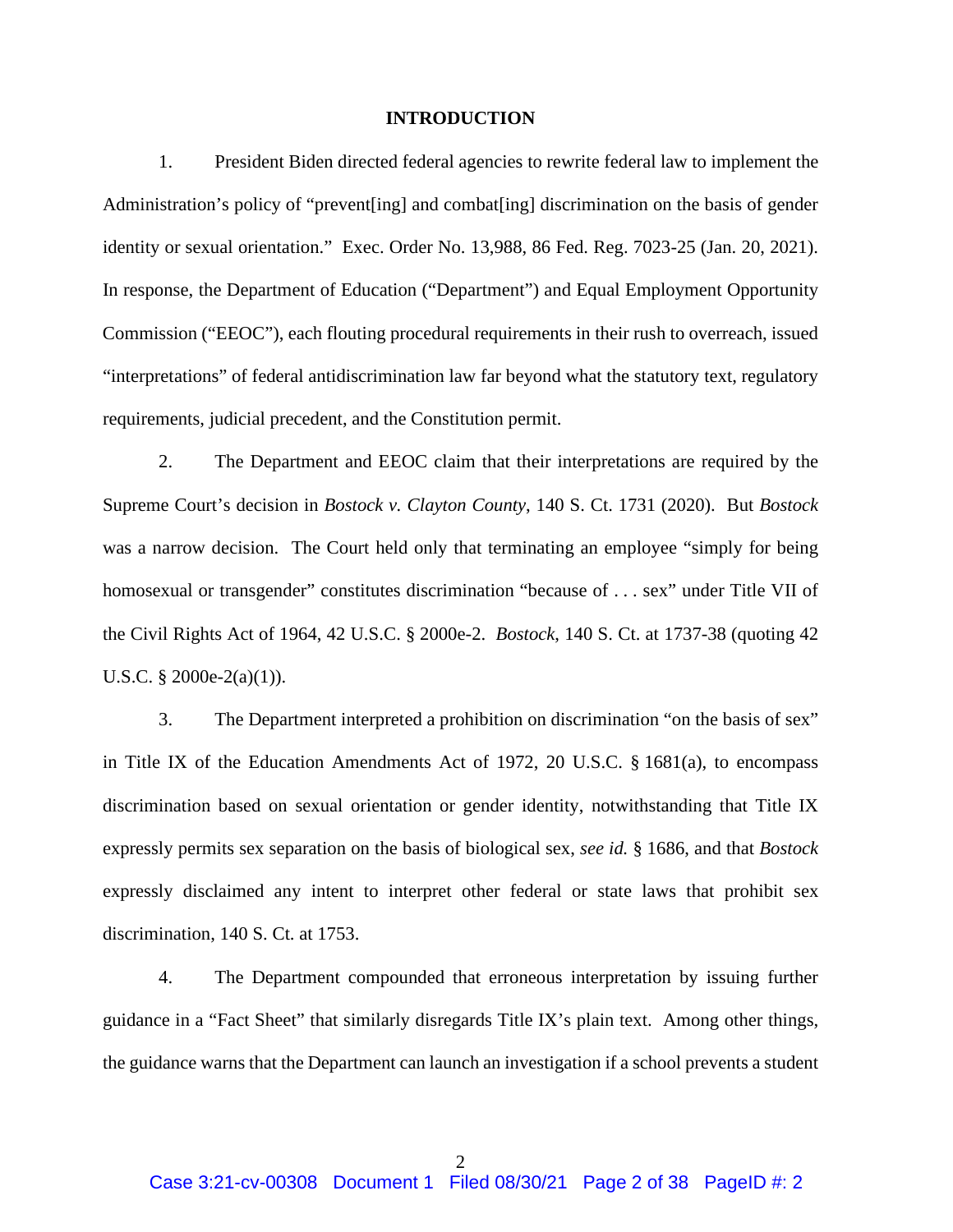**INTRODUCTION**

1. President Biden directed federal agencies to rewrite federal law to implement the Administration's policy of "prevent[ing] and combat[ing] discrimination on the basis of gender identity or sexual orientation." Exec. Order No. 13,988, 86 Fed. Reg. 7023-25 (Jan. 20, 2021). In response, the Department of Education ("Department") and Equal Employment Opportunity Commission ("EEOC"), each flouting procedural requirements in their rush to overreach, issued "interpretations" of federal antidiscrimination law far beyond what the statutory text, regulatory requirements, judicial precedent, and the Constitution permit.

2. The Department and EEOC claim that their interpretations are required by the Supreme Court's decision in *Bostock v. Clayton County*, 140 S. Ct. 1731 (2020). But *Bostock* was a narrow decision. The Court held only that terminating an employee "simply for being homosexual or transgender" constitutes discrimination "because of . . . sex" under Title VII of the Civil Rights Act of 1964, 42 U.S.C. § 2000e-2. *Bostock*, 140 S. Ct. at 1737-38 (quoting 42 U.S.C. § 2000e-2(a)(1)).

3. The Department interpreted a prohibition on discrimination "on the basis of sex" in Title IX of the Education Amendments Act of 1972, 20 U.S.C. § 1681(a), to encompass discrimination based on sexual orientation or gender identity, notwithstanding that Title IX expressly permits sex separation on the basis of biological sex, *see id.* § 1686, and that *Bostock* expressly disclaimed any intent to interpret other federal or state laws that prohibit sex discrimination, 140 S. Ct. at 1753.

4. The Department compounded that erroneous interpretation by issuing further guidance in a "Fact Sheet" that similarly disregards Title IX's plain text. Among other things, the guidance warns that the Department can launch an investigation if a school prevents a student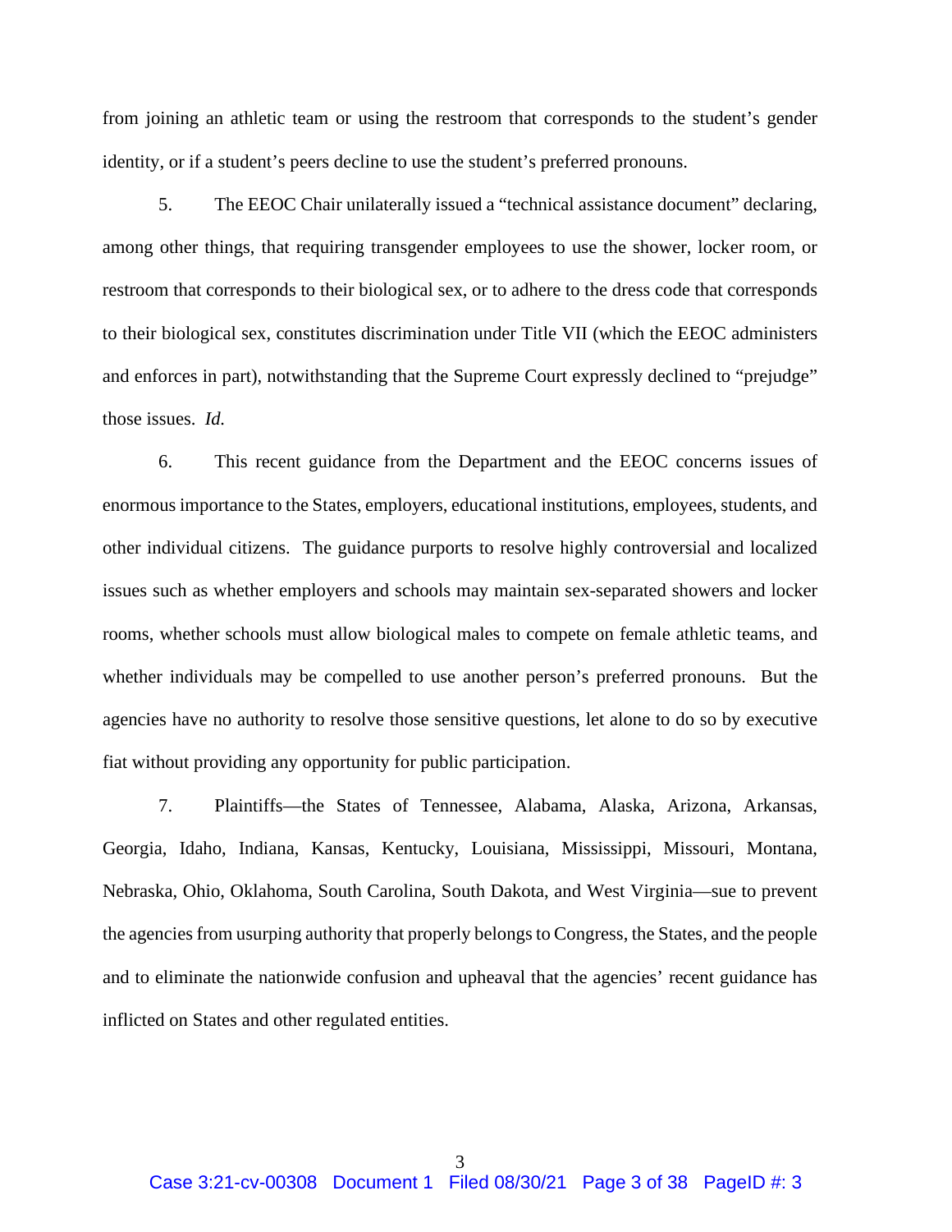from joining an athletic team or using the restroom that corresponds to the student's gender identity, or if a student's peers decline to use the student's preferred pronouns.

5. The EEOC Chair unilaterally issued a "technical assistance document" declaring, among other things, that requiring transgender employees to use the shower, locker room, or restroom that corresponds to their biological sex, or to adhere to the dress code that corresponds to their biological sex, constitutes discrimination under Title VII (which the EEOC administers and enforces in part), notwithstanding that the Supreme Court expressly declined to "prejudge" those issues. *Id.*

6. This recent guidance from the Department and the EEOC concerns issues of enormous importance to the States, employers, educational institutions, employees, students, and other individual citizens. The guidance purports to resolve highly controversial and localized issues such as whether employers and schools may maintain sex-separated showers and locker rooms, whether schools must allow biological males to compete on female athletic teams, and whether individuals may be compelled to use another person's preferred pronouns. But the agencies have no authority to resolve those sensitive questions, let alone to do so by executive fiat without providing any opportunity for public participation.

7. Plaintiffs—the States of Tennessee, Alabama, Alaska, Arizona, Arkansas, Georgia, Idaho, Indiana, Kansas, Kentucky, Louisiana, Mississippi, Missouri, Montana, Nebraska, Ohio, Oklahoma, South Carolina, South Dakota, and West Virginia—sue to prevent the agencies from usurping authority that properly belongs to Congress, the States, and the people and to eliminate the nationwide confusion and upheaval that the agencies' recent guidance has inflicted on States and other regulated entities.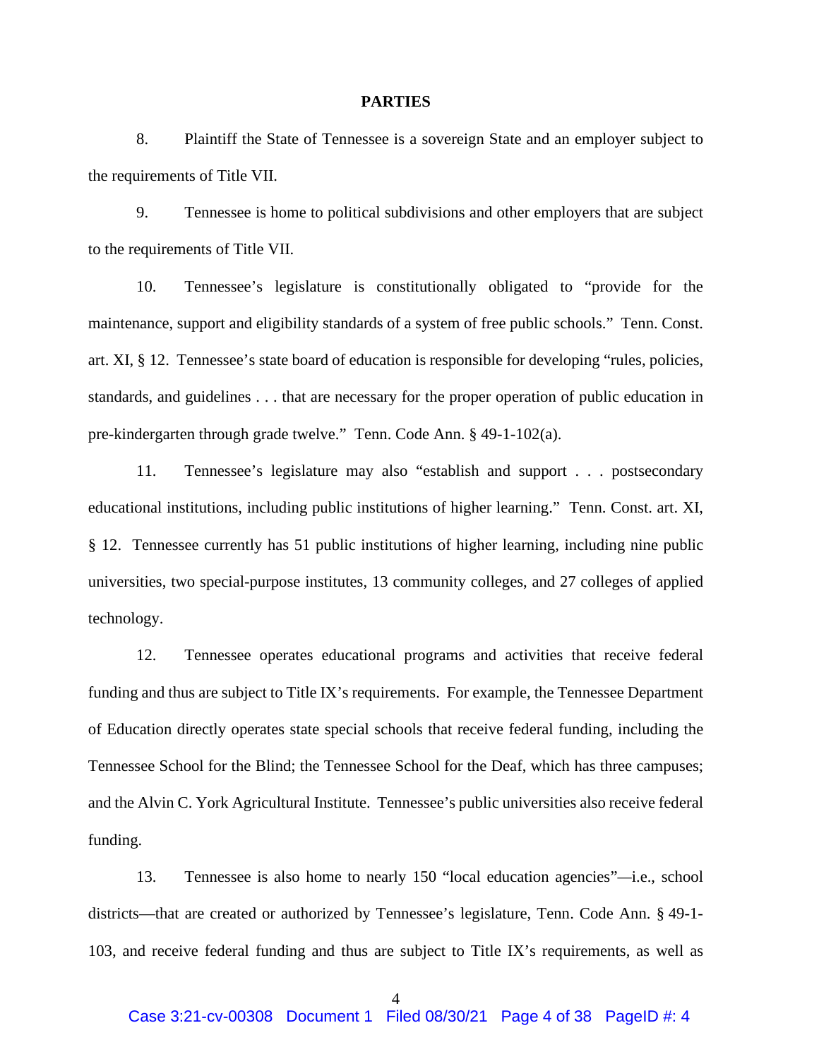## PARTIES

8. Plaintiff the State of Tennessee is a sovereign State and an employer subject to the requirements of Title VII.

9. Tennessee is home to political subdivisions and other employers that are subject to the requirements of Title VII.

10. Tennessee's legislature is constitutionally obligated to "provide for the maintenance, support and eligibility standards of a system of free public schools." Tenn. Const. art. XI, § 12. Tennessee's state board of education is responsible for developing "rules, policies, standards, and guidelines . . . that are necessary for the proper operation of public education in pre-kindergarten through grade twelve." Tenn. Code Ann. § 49-1-102(a).

11. Tennessee's legislature may also "establish and support . . . postsecondary educational institutions, including public institutions of higher learning." Tenn. Const. art. XI, § 12. Tennessee currently has 51 public institutions of higher learning, including nine public universities, two special-purpose institutes, 13 community colleges, and 27 colleges of applied technology.

12. Tennessee operates educational programs and activities that receive federal funding and thus are subject to Title IX's requirements. For example, the Tennessee Department of Education directly operates state special schools that receive federal funding, including the Tennessee School for the Blind; the Tennessee School for the Deaf, which has three campuses; and the Alvin C. York Agricultural Institute. Tennessee's public universities also receive federal funding.

13. Tennessee is also home to nearly 150 "local education agencies"—i.e., school districts—that are created or authorized by Tennessee's legislature, Tenn. Code Ann. § 49-1-103, and receive federal funding and thus are subject to Title IX's requirements, as well as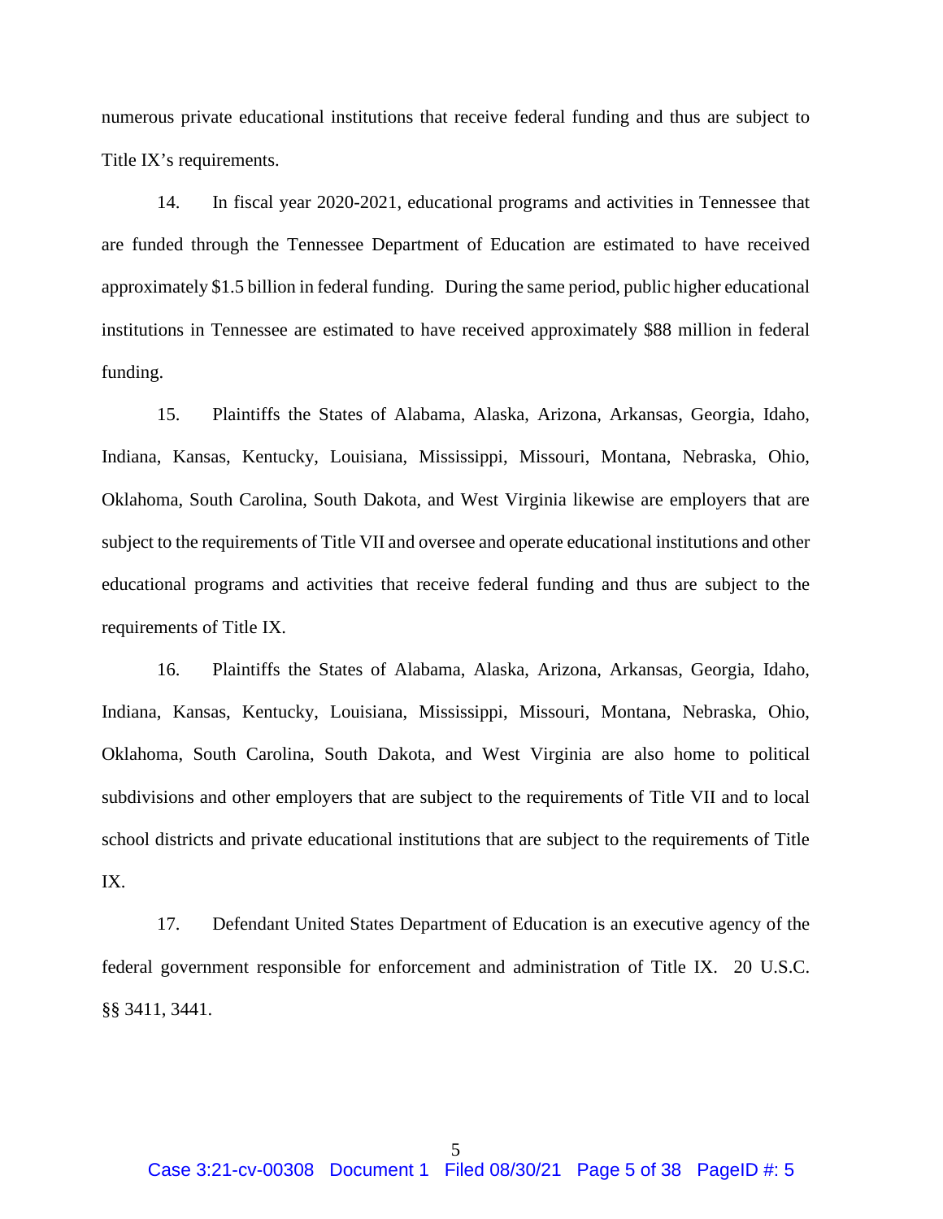numerous private educational institutions that receive federal funding and thus are subject to Title IX's requirements.

14. In fiscal year 2020-2021, educational programs and activities in Tennessee that are funded through the Tennessee Department of Education are estimated to have received approximately $1.5 billion in federal funding. During the same period, public higher educational institutions in Tennessee are estimated to have received approximately $88 million in federal funding.

15. Plaintiffs the States of Alabama, Alaska, Arizona, Arkansas, Georgia, Idaho, Indiana, Kansas, Kentucky, Louisiana, Mississippi, Missouri, Montana, Nebraska, Ohio, Oklahoma, South Carolina, South Dakota, and West Virginia likewise are employers that are subject to the requirements of Title VII and oversee and operate educational institutions and other educational programs and activities that receive federal funding and thus are subject to the requirements of Title IX.

16. Plaintiffs the States of Alabama, Alaska, Arizona, Arkansas, Georgia, Idaho, Indiana, Kansas, Kentucky, Louisiana, Mississippi, Missouri, Montana, Nebraska, Ohio, Oklahoma, South Carolina, South Dakota, and West Virginia are also home to political subdivisions and other employers that are subject to the requirements of Title VII and to local school districts and private educational institutions that are subject to the requirements of Title IX.

17. Defendant United States Department of Education is an executive agency of the federal government responsible for enforcement and administration of Title IX. 20 U.S.C. §§ 3411, 3441.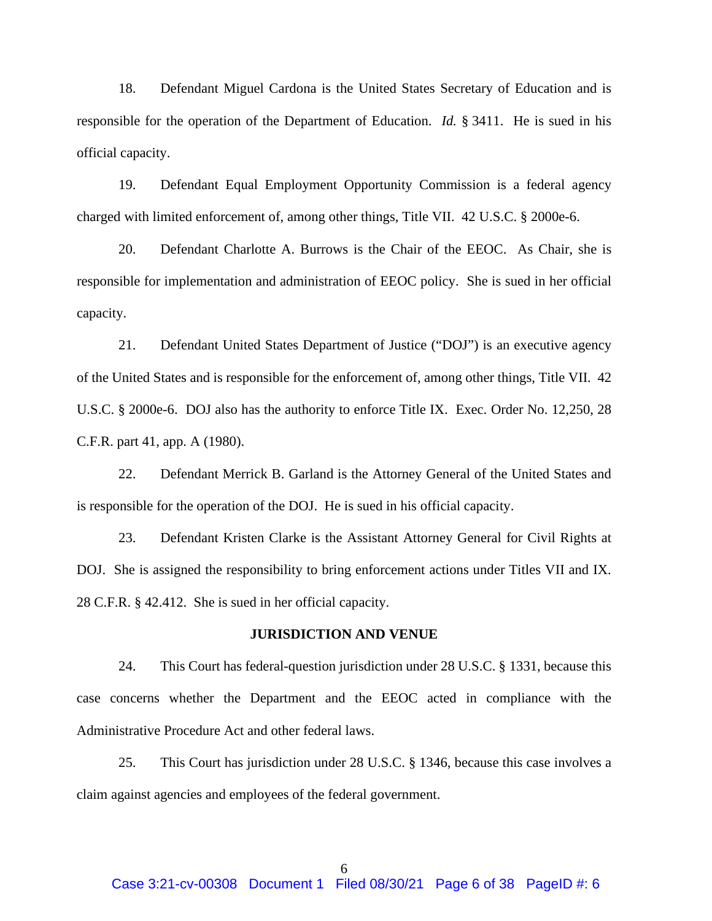18. Defendant Miguel Cardona is the United States Secretary of Education and is responsible for the operation of the Department of Education. *Id.* § 3411. He is sued in his official capacity.

19. Defendant Equal Employment Opportunity Commission is a federal agency charged with limited enforcement of, among other things, Title VII. 42 U.S.C. § 2000e-6.

20. Defendant Charlotte A. Burrows is the Chair of the EEOC. As Chair, she is responsible for implementation and administration of EEOC policy. She is sued in her official capacity.

21. Defendant United States Department of Justice ("DOJ") is an executive agency of the United States and is responsible for the enforcement of, among other things, Title VII. 42 U.S.C. § 2000e-6. DOJ also has the authority to enforce Title IX. Exec. Order No. 12,250, 28 C.F.R. part 41, app. A (1980).

22. Defendant Merrick B. Garland is the Attorney General of the United States and is responsible for the operation of the DOJ. He is sued in his official capacity.

23. Defendant Kristen Clarke is the Assistant Attorney General for Civil Rights at DOJ. She is assigned the responsibility to bring enforcement actions under Titles VII and IX. 28 C.F.R. § 42.412. She is sued in her official capacity.

## JURISDICTION AND VENUE

24. This Court has federal-question jurisdiction under 28 U.S.C. § 1331, because this case concerns whether the Department and the EEOC acted in compliance with the Administrative Procedure Act and other federal laws.

25. This Court has jurisdiction under 28 U.S.C. § 1346, because this case involves a claim against agencies and employees of the federal government.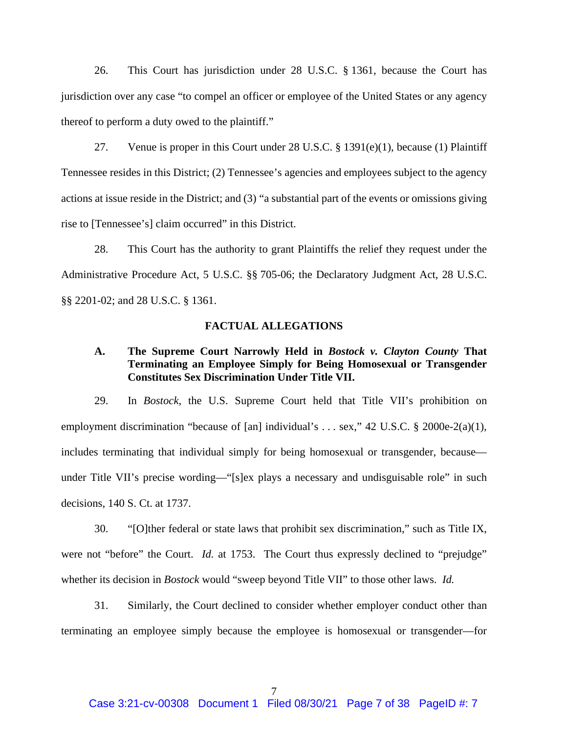26. This Court has jurisdiction under 28 U.S.C. § 1361, because the Court has jurisdiction over any case "to compel an officer or employee of the United States or any agency thereof to perform a duty owed to the plaintiff."

27. Venue is proper in this Court under 28 U.S.C. § 1391(e)(1), because (1) Plaintiff Tennessee resides in this District; (2) Tennessee's agencies and employees subject to the agency actions at issue reside in the District; and (3) "a substantial part of the events or omissions giving rise to [Tennessee's] claim occurred" in this District.

28. This Court has the authority to grant Plaintiffs the relief they request under the Administrative Procedure Act, 5 U.S.C. §§ 705-06; the Declaratory Judgment Act, 28 U.S.C. §§ 2201-02; and 28 U.S.C. § 1361.

## FACTUAL ALLEGATIONS

### A. The Supreme Court Narrowly Held in *Bostock v. Clayton County* That Terminating an Employee Simply for Being Homosexual or Transgender Constitutes Sex Discrimination Under Title VII.

29. In *Bostock*, the U.S. Supreme Court held that Title VII's prohibition on employment discrimination "because of [an] individual's . . . sex," 42 U.S.C. § 2000e-2(a)(1), includes terminating that individual simply for being homosexual or transgender, because—under Title VII's precise wording—"[s]ex plays a necessary and undisguisable role" in such decisions, 140 S. Ct. at 1737.

30. "[O]ther federal or state laws that prohibit sex discrimination," such as Title IX, were not "before" the Court. *Id.* at 1753. The Court thus expressly declined to "prejudge" whether its decision in *Bostock* would "sweep beyond Title VII" to those other laws. *Id.*

31. Similarly, the Court declined to consider whether employer conduct other than terminating an employee simply because the employee is homosexual or transgender—for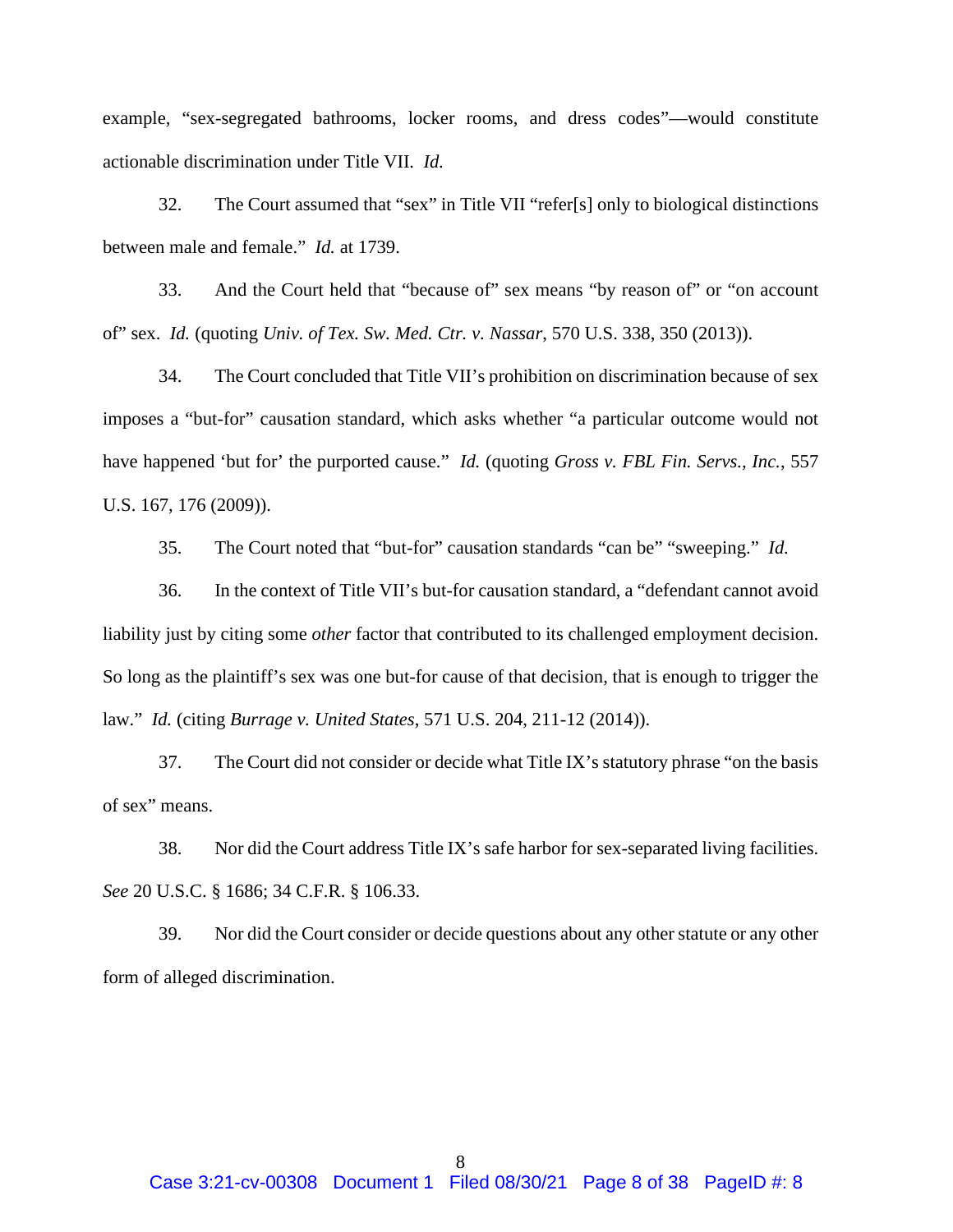example, "sex-segregated bathrooms, locker rooms, and dress codes"—would constitute actionable discrimination under Title VII. *Id.*

32. The Court assumed that "sex" in Title VII "refer[s] only to biological distinctions between male and female." *Id.* at 1739.

33. And the Court held that "because of" sex means "by reason of" or "on account of" sex. *Id.* (quoting *Univ. of Tex. Sw. Med. Ctr. v. Nassar*, 570 U.S. 338, 350 (2013)).

34. The Court concluded that Title VII's prohibition on discrimination because of sex imposes a "but-for" causation standard, which asks whether "a particular outcome would not have happened 'but for' the purported cause." *Id.* (quoting *Gross v. FBL Fin. Servs., Inc.*, 557 U.S. 167, 176 (2009)).

35. The Court noted that "but-for" causation standards "can be" "sweeping." *Id.*

36. In the context of Title VII's but-for causation standard, a "defendant cannot avoid liability just by citing some *other* factor that contributed to its challenged employment decision. So long as the plaintiff's sex was one but-for cause of that decision, that is enough to trigger the law." *Id.* (citing *Burrage v. United States*, 571 U.S. 204, 211-12 (2014)).

37. The Court did not consider or decide what Title IX's statutory phrase "on the basis of sex" means.

38. Nor did the Court address Title IX's safe harbor for sex-separated living facilities. *See* 20 U.S.C. § 1686; 34 C.F.R. § 106.33.

39. Nor did the Court consider or decide questions about any other statute or any other form of alleged discrimination.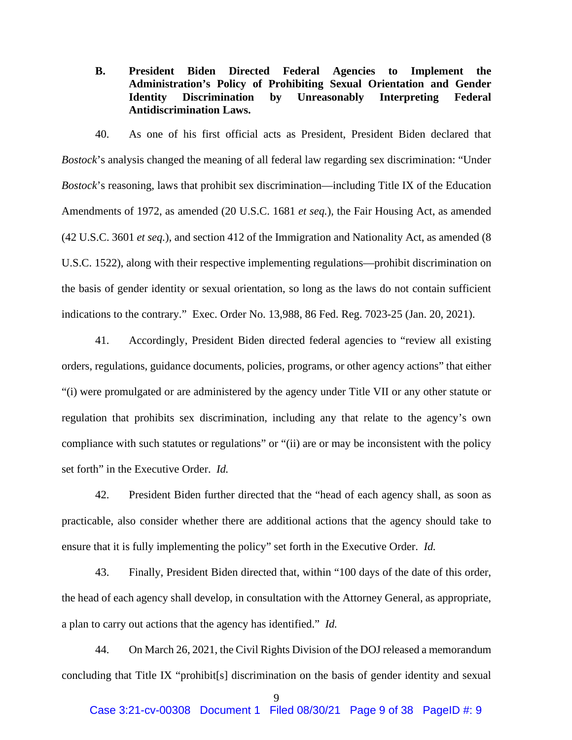**B. President Biden Directed Federal Agencies to Implement the Administration's Policy of Prohibiting Sexual Orientation and Gender Identity Discrimination by Unreasonably Interpreting Federal Antidiscrimination Laws.**

40. As one of his first official acts as President, President Biden declared that *Bostock*'s analysis changed the meaning of all federal law regarding sex discrimination: "Under *Bostock*'s reasoning, laws that prohibit sex discrimination—including Title IX of the Education Amendments of 1972, as amended (20 U.S.C. 1681 *et seq.*), the Fair Housing Act, as amended (42 U.S.C. 3601 *et seq.*), and section 412 of the Immigration and Nationality Act, as amended (8 U.S.C. 1522), along with their respective implementing regulations—prohibit discrimination on the basis of gender identity or sexual orientation, so long as the laws do not contain sufficient indications to the contrary." Exec. Order No. 13,988, 86 Fed. Reg. 7023-25 (Jan. 20, 2021).

41. Accordingly, President Biden directed federal agencies to "review all existing orders, regulations, guidance documents, policies, programs, or other agency actions" that either "(i) were promulgated or are administered by the agency under Title VII or any other statute or regulation that prohibits sex discrimination, including any that relate to the agency's own compliance with such statutes or regulations" or "(ii) are or may be inconsistent with the policy set forth" in the Executive Order. *Id.*

42. President Biden further directed that the "head of each agency shall, as soon as practicable, also consider whether there are additional actions that the agency should take to ensure that it is fully implementing the policy" set forth in the Executive Order. *Id.*

43. Finally, President Biden directed that, within "100 days of the date of this order, the head of each agency shall develop, in consultation with the Attorney General, as appropriate, a plan to carry out actions that the agency has identified." *Id.*

44. On March 26, 2021, the Civil Rights Division of the DOJ released a memorandum concluding that Title IX "prohibit[s] discrimination on the basis of gender identity and sexual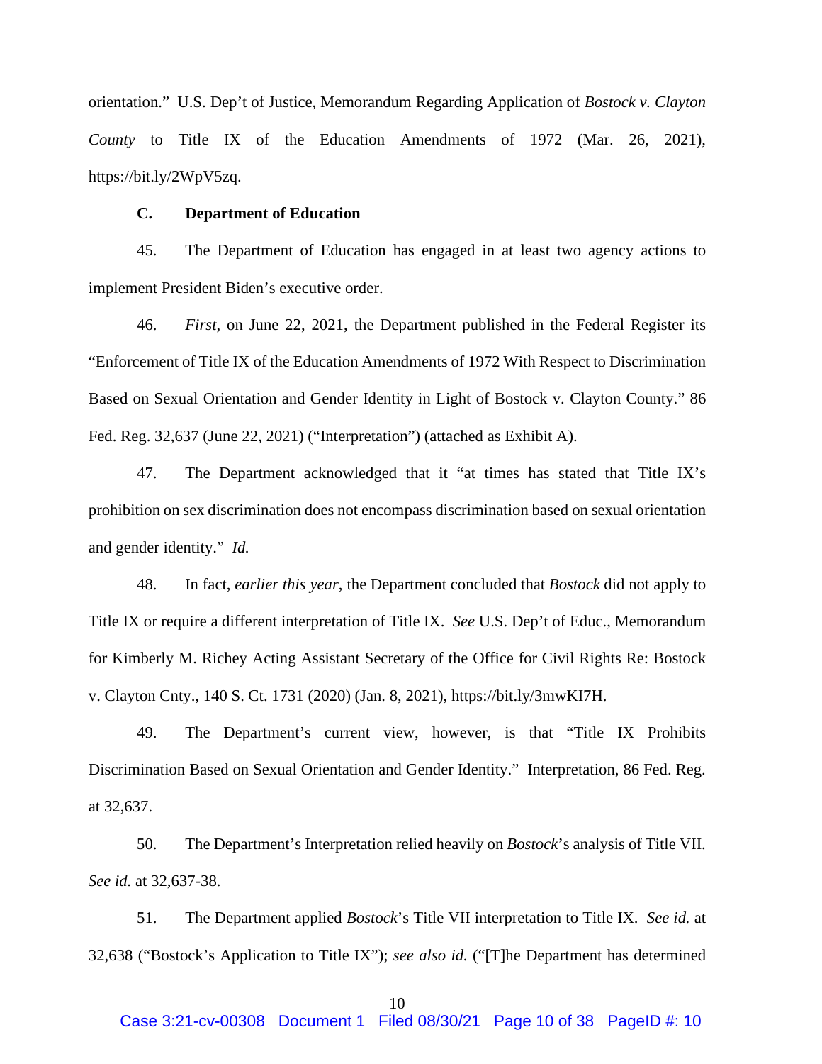orientation." U.S. Dep't of Justice, Memorandum Regarding Application of *Bostock v. Clayton County* to Title IX of the Education Amendments of 1972 (Mar. 26, 2021), https://bit.ly/2WpV5zq.

### C. Department of Education

45. The Department of Education has engaged in at least two agency actions to implement President Biden's executive order.

46. *First*, on June 22, 2021, the Department published in the Federal Register its "Enforcement of Title IX of the Education Amendments of 1972 With Respect to Discrimination Based on Sexual Orientation and Gender Identity in Light of Bostock v. Clayton County." 86 Fed. Reg. 32,637 (June 22, 2021) ("Interpretation") (attached as Exhibit A).

47. The Department acknowledged that it "at times has stated that Title IX's prohibition on sex discrimination does not encompass discrimination based on sexual orientation and gender identity." *Id.*

48. In fact, *earlier this year*, the Department concluded that *Bostock* did not apply to Title IX or require a different interpretation of Title IX. *See* U.S. Dep't of Educ., Memorandum for Kimberly M. Richey Acting Assistant Secretary of the Office for Civil Rights Re: Bostock v. Clayton Cnty., 140 S. Ct. 1731 (2020) (Jan. 8, 2021), https://bit.ly/3mwKI7H.

49. The Department's current view, however, is that "Title IX Prohibits Discrimination Based on Sexual Orientation and Gender Identity." Interpretation, 86 Fed. Reg. at 32,637.

50. The Department's Interpretation relied heavily on *Bostock*'s analysis of Title VII. *See id.* at 32,637-38.

51. The Department applied *Bostock*'s Title VII interpretation to Title IX. *See id.* at 32,638 ("Bostock's Application to Title IX"); *see also id.* ("[T]he Department has determined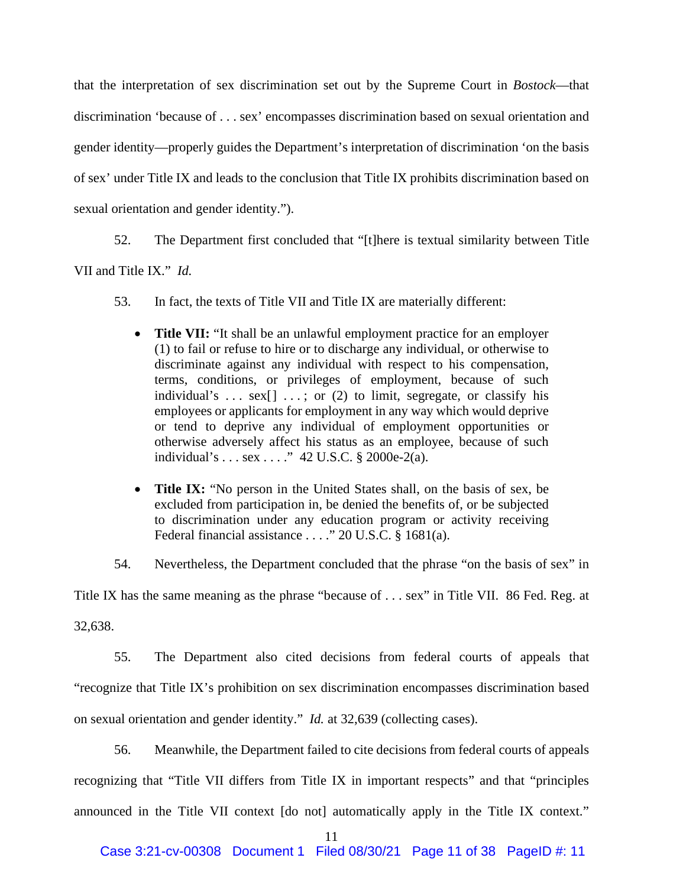that the interpretation of sex discrimination set out by the Supreme Court in *Bostock*—that discrimination 'because of . . . sex' encompasses discrimination based on sexual orientation and gender identity—properly guides the Department's interpretation of discrimination 'on the basis of sex' under Title IX and leads to the conclusion that Title IX prohibits discrimination based on sexual orientation and gender identity.").

52. The Department first concluded that "[t]here is textual similarity between Title VII and Title IX." *Id.*

53. In fact, the texts of Title VII and Title IX are materially different:

- **Title VII:** "It shall be an unlawful employment practice for an employer (1) to fail or refuse to hire or to discharge any individual, or otherwise to discriminate against any individual with respect to his compensation, terms, conditions, or privileges of employment, because of such individual's . . . sex[] . . . ; or (2) to limit, segregate, or classify his employees or applicants for employment in any way which would deprive or tend to deprive any individual of employment opportunities or otherwise adversely affect his status as an employee, because of such individual's . . . sex . . . ." 42 U.S.C. § 2000e-2(a).

- **Title IX:** "No person in the United States shall, on the basis of sex, be excluded from participation in, be denied the benefits of, or be subjected to discrimination under any education program or activity receiving Federal financial assistance . . . ." 20 U.S.C. § 1681(a).

54. Nevertheless, the Department concluded that the phrase "on the basis of sex" in Title IX has the same meaning as the phrase "because of . . . sex" in Title VII. 86 Fed. Reg. at 32,638.

55. The Department also cited decisions from federal courts of appeals that "recognize that Title IX's prohibition on sex discrimination encompasses discrimination based on sexual orientation and gender identity." *Id.* at 32,639 (collecting cases).

56. Meanwhile, the Department failed to cite decisions from federal courts of appeals recognizing that "Title VII differs from Title IX in important respects" and that "principles announced in the Title VII context [do not] automatically apply in the Title IX context."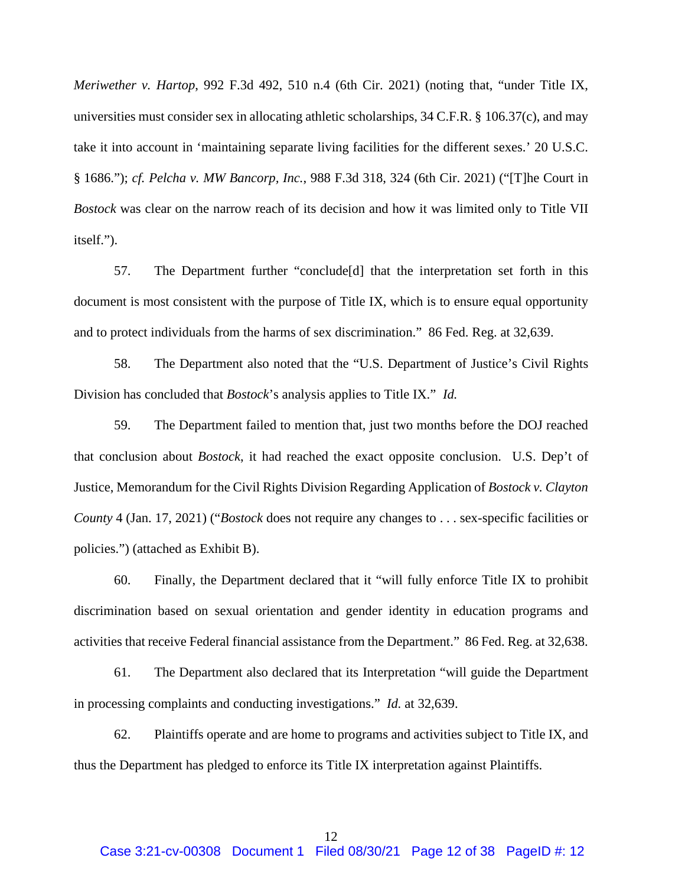*Meriwether v. Hartop*, 992 F.3d 492, 510 n.4 (6th Cir. 2021) (noting that, "under Title IX, universities must consider sex in allocating athletic scholarships, 34 C.F.R. § 106.37(c), and may take it into account in 'maintaining separate living facilities for the different sexes.' 20 U.S.C. § 1686."); *cf. Pelcha v. MW Bancorp, Inc.*, 988 F.3d 318, 324 (6th Cir. 2021) ("[T]he Court in *Bostock* was clear on the narrow reach of its decision and how it was limited only to Title VII itself.").

57. The Department further "conclude[d] that the interpretation set forth in this document is most consistent with the purpose of Title IX, which is to ensure equal opportunity and to protect individuals from the harms of sex discrimination." 86 Fed. Reg. at 32,639.

58. The Department also noted that the "U.S. Department of Justice's Civil Rights Division has concluded that *Bostock*'s analysis applies to Title IX." *Id.*

59. The Department failed to mention that, just two months before the DOJ reached that conclusion about *Bostock*, it had reached the exact opposite conclusion. U.S. Dep't of Justice, Memorandum for the Civil Rights Division Regarding Application of *Bostock v. Clayton County* 4 (Jan. 17, 2021) ("*Bostock* does not require any changes to . . . sex-specific facilities or policies.") (attached as Exhibit B).

60. Finally, the Department declared that it "will fully enforce Title IX to prohibit discrimination based on sexual orientation and gender identity in education programs and activities that receive Federal financial assistance from the Department." 86 Fed. Reg. at 32,638.

61. The Department also declared that its Interpretation "will guide the Department in processing complaints and conducting investigations." *Id.* at 32,639.

62. Plaintiffs operate and are home to programs and activities subject to Title IX, and thus the Department has pledged to enforce its Title IX interpretation against Plaintiffs.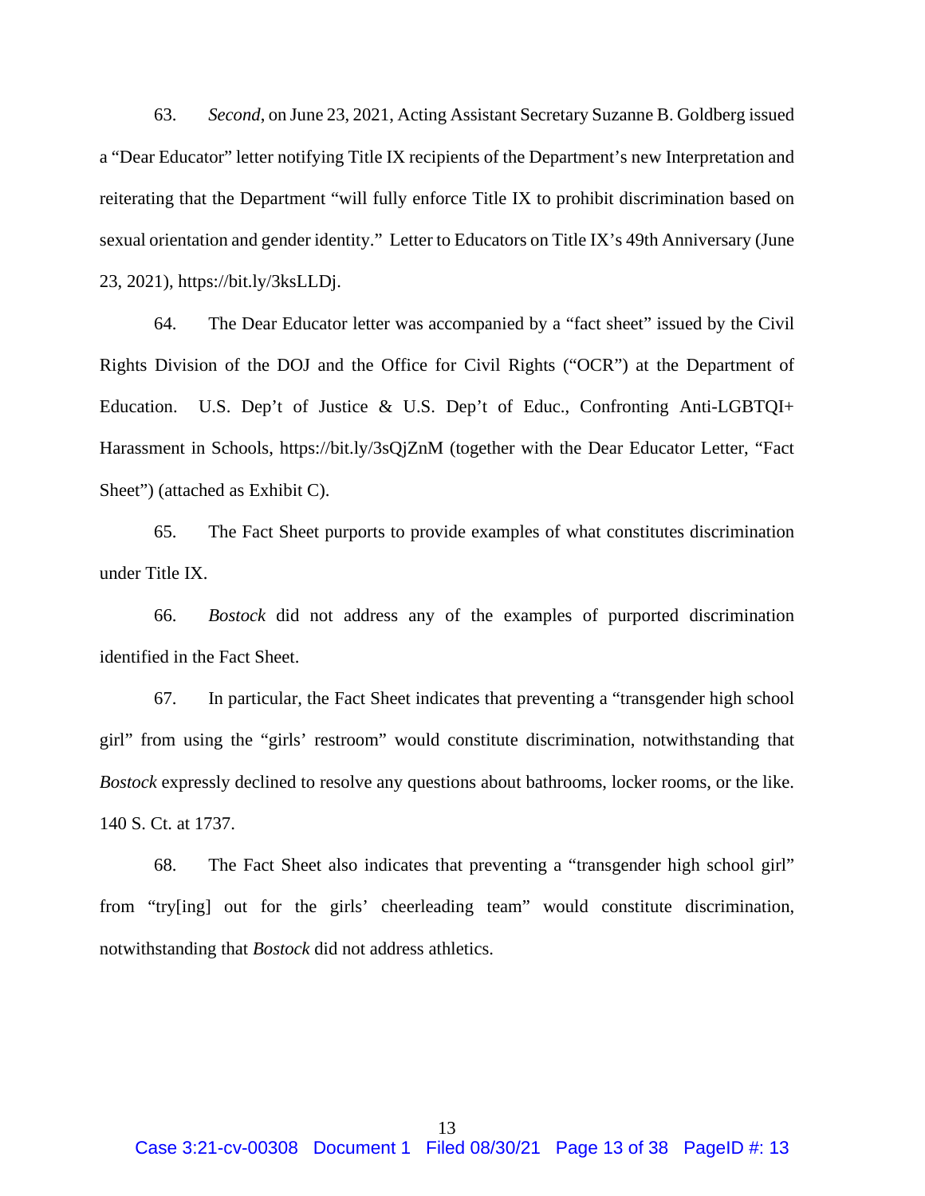63. *Second*, on June 23, 2021, Acting Assistant Secretary Suzanne B. Goldberg issued a "Dear Educator" letter notifying Title IX recipients of the Department's new Interpretation and reiterating that the Department "will fully enforce Title IX to prohibit discrimination based on sexual orientation and gender identity." Letter to Educators on Title IX's 49th Anniversary (June 23, 2021), https://bit.ly/3ksLLDj.

64. The Dear Educator letter was accompanied by a "fact sheet" issued by the Civil Rights Division of the DOJ and the Office for Civil Rights ("OCR") at the Department of Education. U.S. Dep't of Justice & U.S. Dep't of Educ., Confronting Anti-LGBTQI+ Harassment in Schools, https://bit.ly/3sQjZnM (together with the Dear Educator Letter, "Fact Sheet") (attached as Exhibit C).

65. The Fact Sheet purports to provide examples of what constitutes discrimination under Title IX.

66. *Bostock* did not address any of the examples of purported discrimination identified in the Fact Sheet.

67. In particular, the Fact Sheet indicates that preventing a "transgender high school girl" from using the "girls' restroom" would constitute discrimination, notwithstanding that *Bostock* expressly declined to resolve any questions about bathrooms, locker rooms, or the like. 140 S. Ct. at 1737.

68. The Fact Sheet also indicates that preventing a "transgender high school girl" from "try[ing] out for the girls' cheerleading team" would constitute discrimination, notwithstanding that *Bostock* did not address athletics.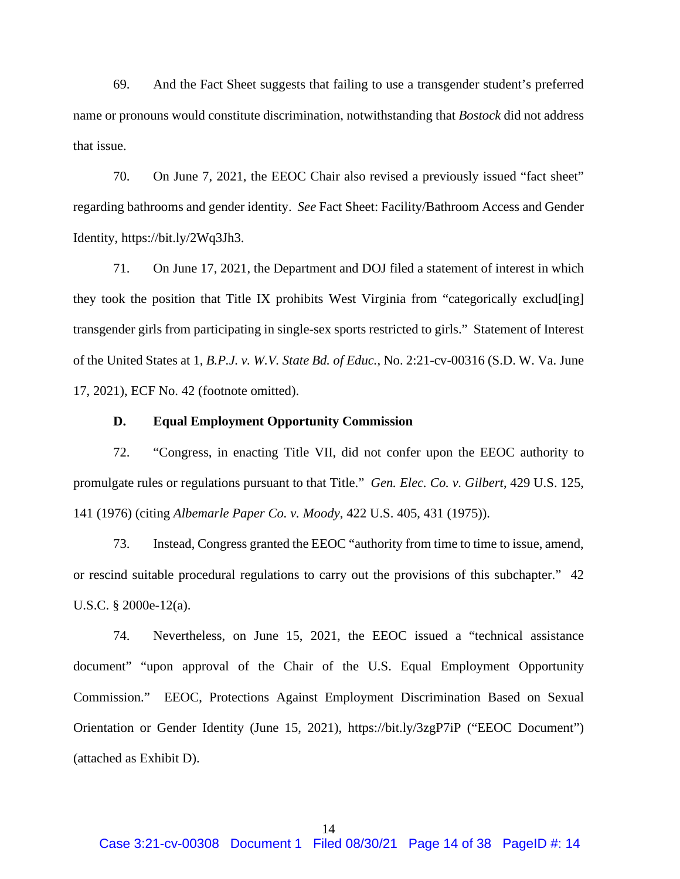69. And the Fact Sheet suggests that failing to use a transgender student's preferred name or pronouns would constitute discrimination, notwithstanding that *Bostock* did not address that issue.

70. On June 7, 2021, the EEOC Chair also revised a previously issued "fact sheet" regarding bathrooms and gender identity. *See* Fact Sheet: Facility/Bathroom Access and Gender Identity, https://bit.ly/2Wq3Jh3.

71. On June 17, 2021, the Department and DOJ filed a statement of interest in which they took the position that Title IX prohibits West Virginia from "categorically exclud[ing] transgender girls from participating in single-sex sports restricted to girls." Statement of Interest of the United States at 1, *B.P.J. v. W.V. State Bd. of Educ.*, No. 2:21-cv-00316 (S.D. W. Va. June 17, 2021), ECF No. 42 (footnote omitted).

### D. Equal Employment Opportunity Commission

72. "Congress, in enacting Title VII, did not confer upon the EEOC authority to promulgate rules or regulations pursuant to that Title." *Gen. Elec. Co. v. Gilbert*, 429 U.S. 125, 141 (1976) (citing *Albemarle Paper Co. v. Moody*, 422 U.S. 405, 431 (1975)).

73. Instead, Congress granted the EEOC "authority from time to time to issue, amend, or rescind suitable procedural regulations to carry out the provisions of this subchapter." 42 U.S.C. § 2000e-12(a).

74. Nevertheless, on June 15, 2021, the EEOC issued a "technical assistance document" "upon approval of the Chair of the U.S. Equal Employment Opportunity Commission." EEOC, Protections Against Employment Discrimination Based on Sexual Orientation or Gender Identity (June 15, 2021), https://bit.ly/3zgP7iP ("EEOC Document") (attached as Exhibit D).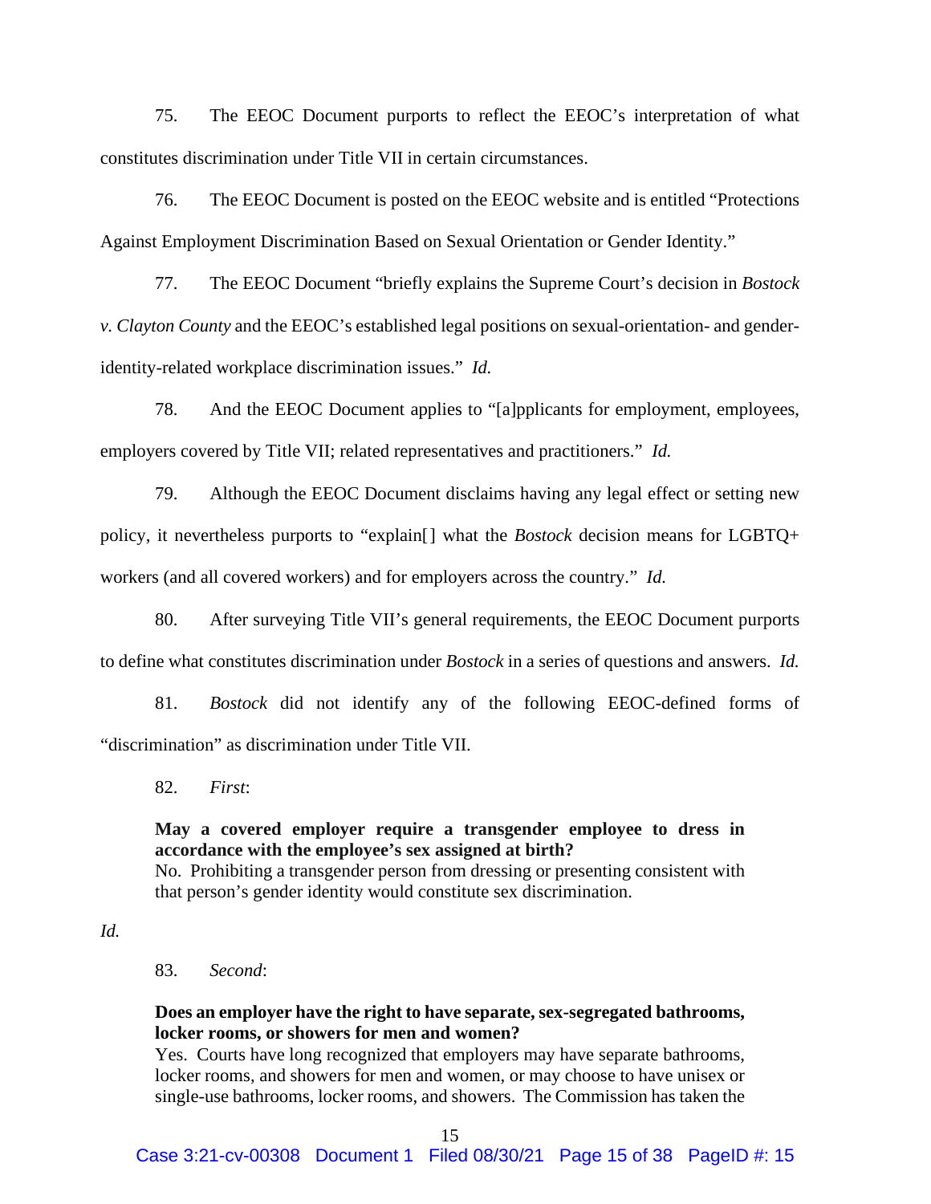75. The EEOC Document purports to reflect the EEOC's interpretation of what constitutes discrimination under Title VII in certain circumstances.

76. The EEOC Document is posted on the EEOC website and is entitled "Protections Against Employment Discrimination Based on Sexual Orientation or Gender Identity."

77. The EEOC Document "briefly explains the Supreme Court's decision in *Bostock v. Clayton County* and the EEOC's established legal positions on sexual-orientation- and gender-identity-related workplace discrimination issues." *Id.*

78. And the EEOC Document applies to "[a]pplicants for employment, employees, employers covered by Title VII; related representatives and practitioners." *Id.*

79. Although the EEOC Document disclaims having any legal effect or setting new policy, it nevertheless purports to "explain[] what the *Bostock* decision means for LGBTQ+ workers (and all covered workers) and for employers across the country." *Id.*

80. After surveying Title VII's general requirements, the EEOC Document purports to define what constitutes discrimination under *Bostock* in a series of questions and answers. *Id.*

81. *Bostock* did not identify any of the following EEOC-defined forms of "discrimination" as discrimination under Title VII.

82. *First*:

> **May a covered employer require a transgender employee to dress in accordance with the employee's sex assigned at birth?**
> No. Prohibiting a transgender person from dressing or presenting consistent with that person's gender identity would constitute sex discrimination.

*Id.*

83. *Second*:

> **Does an employer have the right to have separate, sex-segregated bathrooms, locker rooms, or showers for men and women?**
> Yes. Courts have long recognized that employers may have separate bathrooms, locker rooms, and showers for men and women, or may choose to have unisex or single-use bathrooms, locker rooms, and showers. The Commission has taken the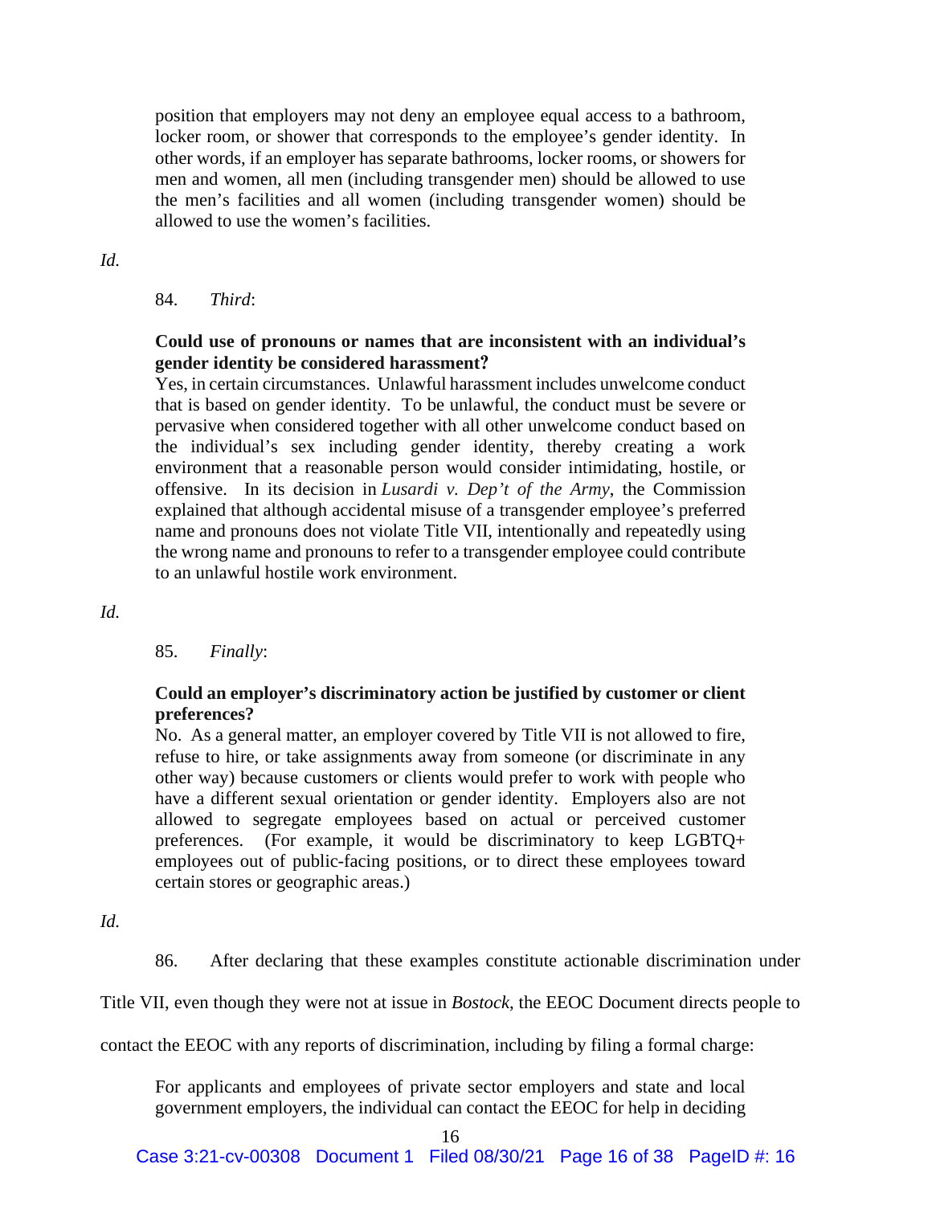> position that employers may not deny an employee equal access to a bathroom, locker room, or shower that corresponds to the employee's gender identity. In other words, if an employer has separate bathrooms, locker rooms, or showers for men and women, all men (including transgender men) should be allowed to use the men's facilities and all women (including transgender women) should be allowed to use the women's facilities.

*Id.*

84. *Third*:

> **Could use of pronouns or names that are inconsistent with an individual's gender identity be considered harassment?**
> Yes, in certain circumstances. Unlawful harassment includes unwelcome conduct that is based on gender identity. To be unlawful, the conduct must be severe or pervasive when considered together with all other unwelcome conduct based on the individual's sex including gender identity, thereby creating a work environment that a reasonable person would consider intimidating, hostile, or offensive. In its decision in *Lusardi v. Dep't of the Army*, the Commission explained that although accidental misuse of a transgender employee's preferred name and pronouns does not violate Title VII, intentionally and repeatedly using the wrong name and pronouns to refer to a transgender employee could contribute to an unlawful hostile work environment.

*Id.*

85. *Finally*:

> **Could an employer's discriminatory action be justified by customer or client preferences?**
> No. As a general matter, an employer covered by Title VII is not allowed to fire, refuse to hire, or take assignments away from someone (or discriminate in any other way) because customers or clients would prefer to work with people who have a different sexual orientation or gender identity. Employers also are not allowed to segregate employees based on actual or perceived customer preferences. (For example, it would be discriminatory to keep LGBTQ+ employees out of public-facing positions, or to direct these employees toward certain stores or geographic areas.)

*Id.*

86. After declaring that these examples constitute actionable discrimination under Title VII, even though they were not at issue in *Bostock*, the EEOC Document directs people to contact the EEOC with any reports of discrimination, including by filing a formal charge:

> For applicants and employees of private sector employers and state and local government employers, the individual can contact the EEOC for help in deciding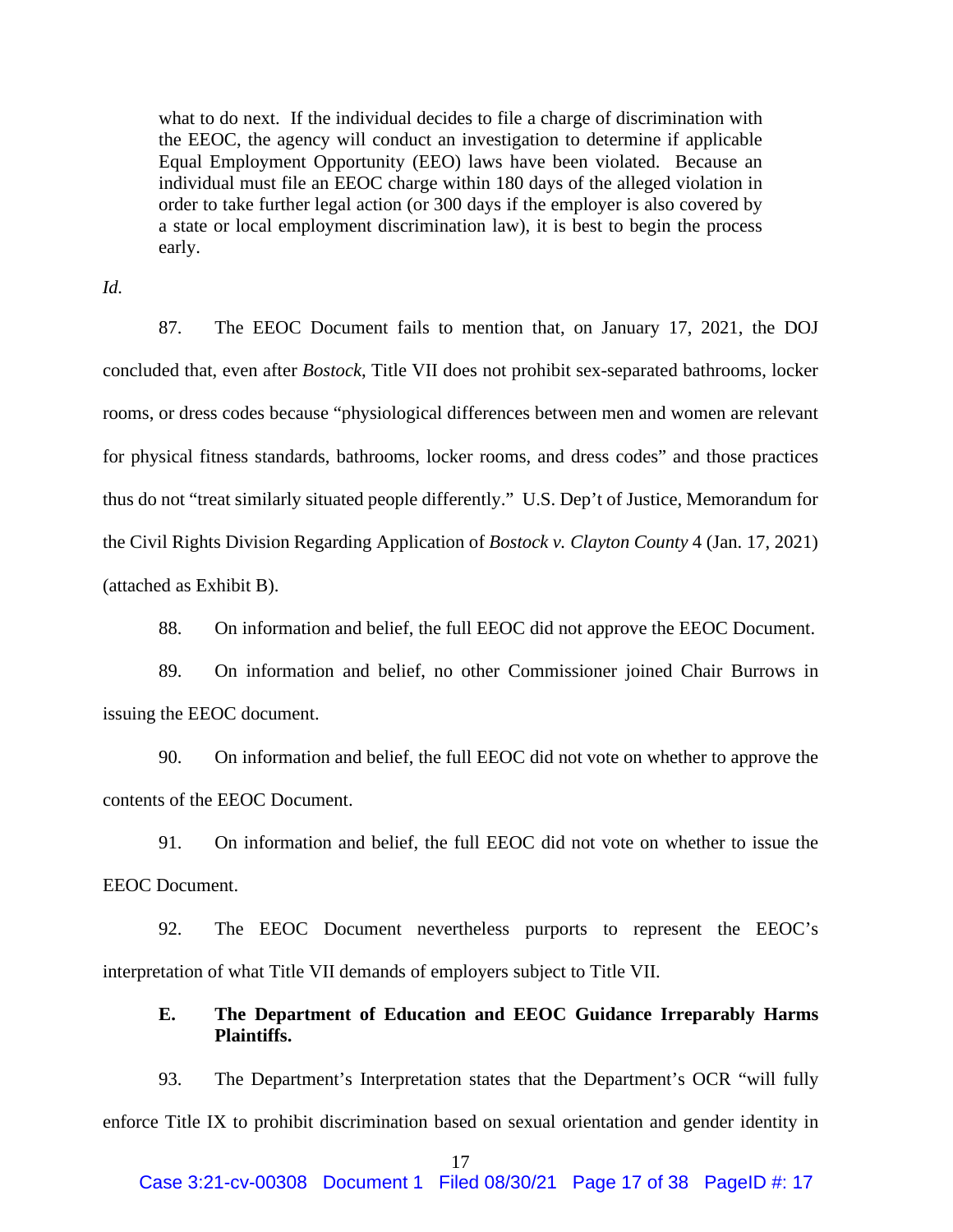> what to do next. If the individual decides to file a charge of discrimination with the EEOC, the agency will conduct an investigation to determine if applicable Equal Employment Opportunity (EEO) laws have been violated. Because an individual must file an EEOC charge within 180 days of the alleged violation in order to take further legal action (or 300 days if the employer is also covered by a state or local employment discrimination law), it is best to begin the process early.

*Id.*

87. The EEOC Document fails to mention that, on January 17, 2021, the DOJ concluded that, even after *Bostock*, Title VII does not prohibit sex-separated bathrooms, locker rooms, or dress codes because "physiological differences between men and women are relevant for physical fitness standards, bathrooms, locker rooms, and dress codes" and those practices thus do not "treat similarly situated people differently." U.S. Dep't of Justice, Memorandum for the Civil Rights Division Regarding Application of *Bostock v. Clayton County* 4 (Jan. 17, 2021) (attached as Exhibit B).

88. On information and belief, the full EEOC did not approve the EEOC Document.

89. On information and belief, no other Commissioner joined Chair Burrows in issuing the EEOC document.

90. On information and belief, the full EEOC did not vote on whether to approve the contents of the EEOC Document.

91. On information and belief, the full EEOC did not vote on whether to issue the EEOC Document.

92. The EEOC Document nevertheless purports to represent the EEOC's interpretation of what Title VII demands of employers subject to Title VII.

### E. The Department of Education and EEOC Guidance Irreparably Harms Plaintiffs.

93. The Department's Interpretation states that the Department's OCR "will fully enforce Title IX to prohibit discrimination based on sexual orientation and gender identity in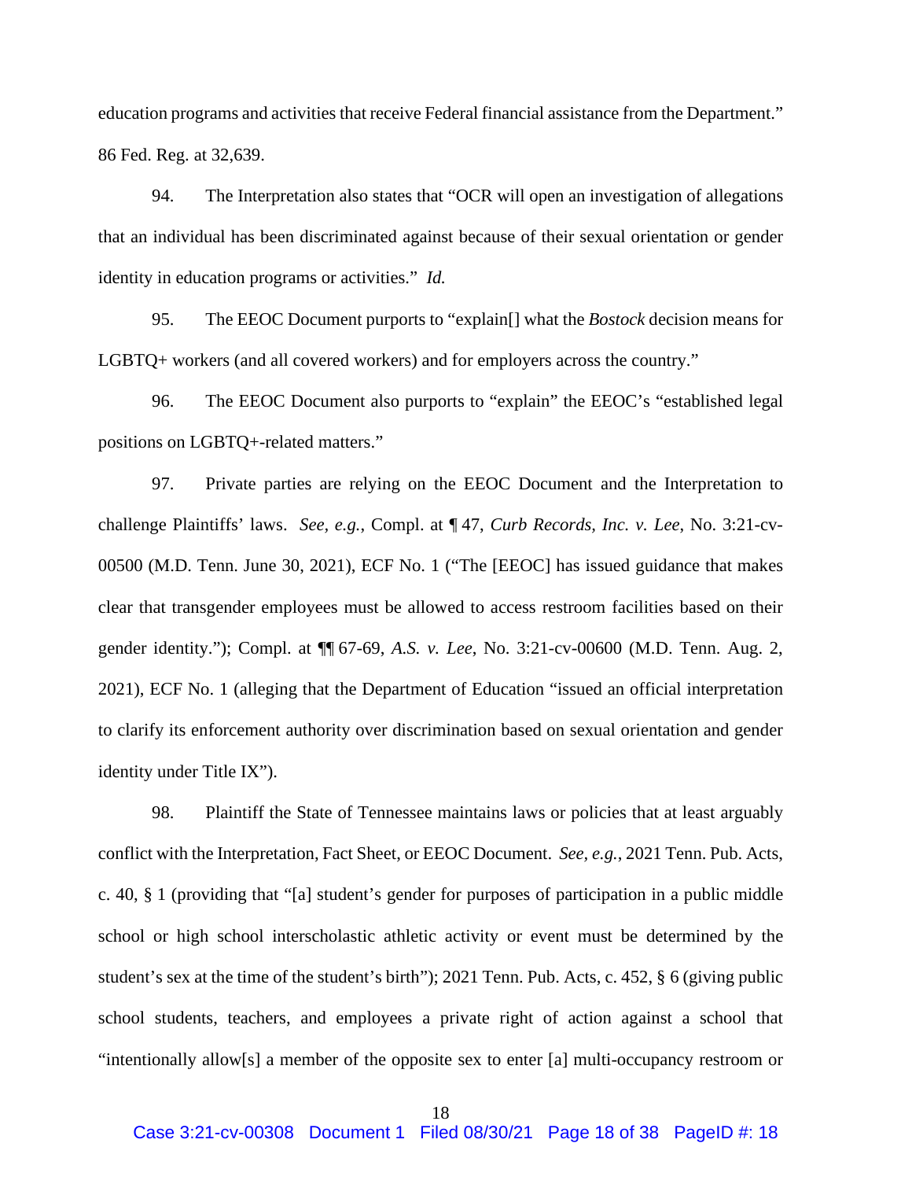education programs and activities that receive Federal financial assistance from the Department." 86 Fed. Reg. at 32,639.

94. The Interpretation also states that "OCR will open an investigation of allegations that an individual has been discriminated against because of their sexual orientation or gender identity in education programs or activities." *Id.*

95. The EEOC Document purports to "explain[] what the *Bostock* decision means for LGBTQ+ workers (and all covered workers) and for employers across the country."

96. The EEOC Document also purports to "explain" the EEOC's "established legal positions on LGBTQ+-related matters."

97. Private parties are relying on the EEOC Document and the Interpretation to challenge Plaintiffs' laws. *See, e.g.*, Compl. at ¶ 47, *Curb Records, Inc. v. Lee*, No. 3:21-cv-00500 (M.D. Tenn. June 30, 2021), ECF No. 1 ("The [EEOC] has issued guidance that makes clear that transgender employees must be allowed to access restroom facilities based on their gender identity."); Compl. at ¶¶ 67-69, *A.S. v. Lee*, No. 3:21-cv-00600 (M.D. Tenn. Aug. 2, 2021), ECF No. 1 (alleging that the Department of Education "issued an official interpretation to clarify its enforcement authority over discrimination based on sexual orientation and gender identity under Title IX").

98. Plaintiff the State of Tennessee maintains laws or policies that at least arguably conflict with the Interpretation, Fact Sheet, or EEOC Document. *See, e.g.*, 2021 Tenn. Pub. Acts, c. 40, § 1 (providing that "[a] student's gender for purposes of participation in a public middle school or high school interscholastic athletic activity or event must be determined by the student's sex at the time of the student's birth"); 2021 Tenn. Pub. Acts, c. 452, § 6 (giving public school students, teachers, and employees a private right of action against a school that "intentionally allow[s] a member of the opposite sex to enter [a] multi-occupancy restroom or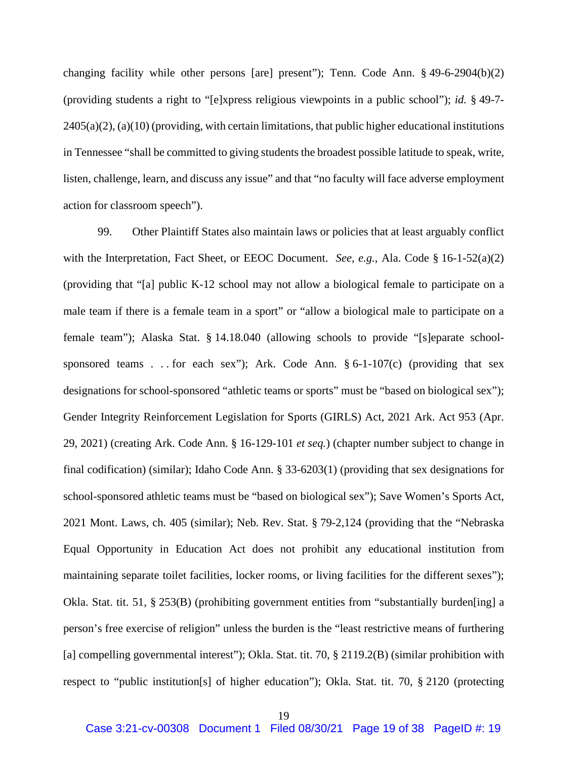changing facility while other persons [are] present"); Tenn. Code Ann. § 49-6-2904(b)(2) (providing students a right to "[e]xpress religious viewpoints in a public school"); *id.* § 49-7-2405(a)(2), (a)(10) (providing, with certain limitations, that public higher educational institutions in Tennessee "shall be committed to giving students the broadest possible latitude to speak, write, listen, challenge, learn, and discuss any issue" and that "no faculty will face adverse employment action for classroom speech").

99. Other Plaintiff States also maintain laws or policies that at least arguably conflict with the Interpretation, Fact Sheet, or EEOC Document. *See, e.g.*, Ala. Code § 16-1-52(a)(2) (providing that "[a] public K-12 school may not allow a biological female to participate on a male team if there is a female team in a sport" or "allow a biological male to participate on a female team"); Alaska Stat. § 14.18.040 (allowing schools to provide "[s]eparate school-sponsored teams . . . for each sex"); Ark. Code Ann. § 6-1-107(c) (providing that sex designations for school-sponsored "athletic teams or sports" must be "based on biological sex"); Gender Integrity Reinforcement Legislation for Sports (GIRLS) Act, 2021 Ark. Act 953 (Apr. 29, 2021) (creating Ark. Code Ann. § 16-129-101 *et seq.*) (chapter number subject to change in final codification) (similar); Idaho Code Ann. § 33-6203(1) (providing that sex designations for school-sponsored athletic teams must be "based on biological sex"); Save Women's Sports Act, 2021 Mont. Laws, ch. 405 (similar); Neb. Rev. Stat. § 79-2,124 (providing that the "Nebraska Equal Opportunity in Education Act does not prohibit any educational institution from maintaining separate toilet facilities, locker rooms, or living facilities for the different sexes"); Okla. Stat. tit. 51, § 253(B) (prohibiting government entities from "substantially burden[ing] a person's free exercise of religion" unless the burden is the "least restrictive means of furthering [a] compelling governmental interest"); Okla. Stat. tit. 70, § 2119.2(B) (similar prohibition with respect to "public institution[s] of higher education"); Okla. Stat. tit. 70, § 2120 (protecting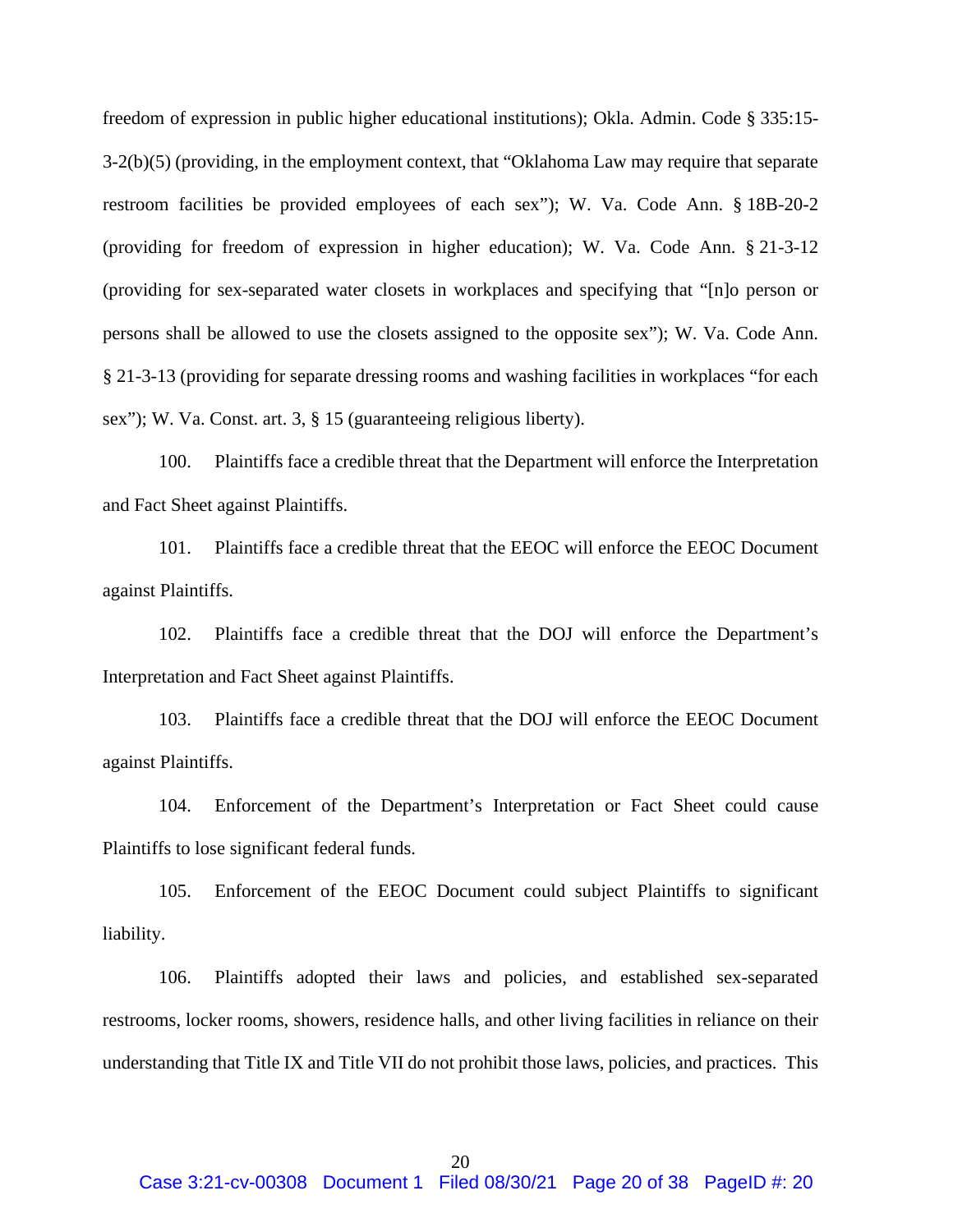freedom of expression in public higher educational institutions); Okla. Admin. Code § 335:15-3-2(b)(5) (providing, in the employment context, that "Oklahoma Law may require that separate restroom facilities be provided employees of each sex"); W. Va. Code Ann. § 18B-20-2 (providing for freedom of expression in higher education); W. Va. Code Ann. § 21-3-12 (providing for sex-separated water closets in workplaces and specifying that "[n]o person or persons shall be allowed to use the closets assigned to the opposite sex"); W. Va. Code Ann. § 21-3-13 (providing for separate dressing rooms and washing facilities in workplaces "for each sex"); W. Va. Const. art. 3, § 15 (guaranteeing religious liberty).

100. Plaintiffs face a credible threat that the Department will enforce the Interpretation and Fact Sheet against Plaintiffs.

101. Plaintiffs face a credible threat that the EEOC will enforce the EEOC Document against Plaintiffs.

102. Plaintiffs face a credible threat that the DOJ will enforce the Department's Interpretation and Fact Sheet against Plaintiffs.

103. Plaintiffs face a credible threat that the DOJ will enforce the EEOC Document against Plaintiffs.

104. Enforcement of the Department's Interpretation or Fact Sheet could cause Plaintiffs to lose significant federal funds.

105. Enforcement of the EEOC Document could subject Plaintiffs to significant liability.

106. Plaintiffs adopted their laws and policies, and established sex-separated restrooms, locker rooms, showers, residence halls, and other living facilities in reliance on their understanding that Title IX and Title VII do not prohibit those laws, policies, and practices. This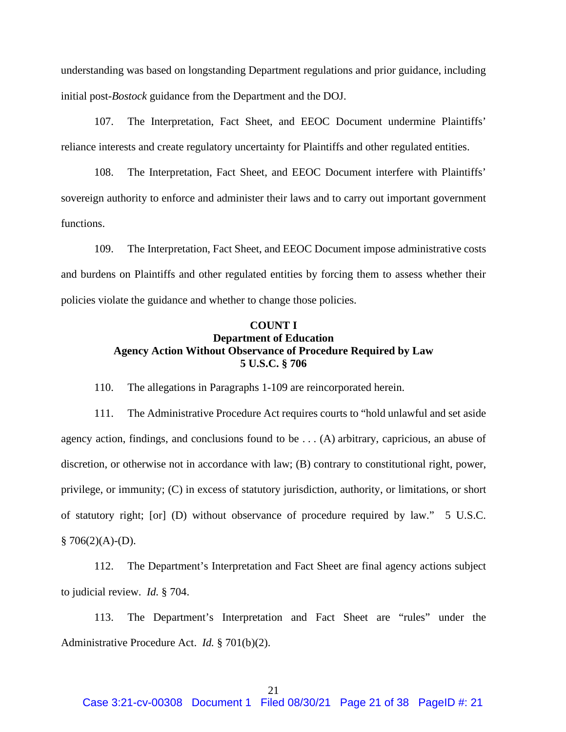understanding was based on longstanding Department regulations and prior guidance, including initial post-*Bostock* guidance from the Department and the DOJ.

107. The Interpretation, Fact Sheet, and EEOC Document undermine Plaintiffs' reliance interests and create regulatory uncertainty for Plaintiffs and other regulated entities.

108. The Interpretation, Fact Sheet, and EEOC Document interfere with Plaintiffs' sovereign authority to enforce and administer their laws and to carry out important government functions.

109. The Interpretation, Fact Sheet, and EEOC Document impose administrative costs and burdens on Plaintiffs and other regulated entities by forcing them to assess whether their policies violate the guidance and whether to change those policies.

**COUNT I**
**Department of Education**
**Agency Action Without Observance of Procedure Required by Law**
**5 U.S.C. § 706**

110. The allegations in Paragraphs 1-109 are reincorporated herein.

111. The Administrative Procedure Act requires courts to "hold unlawful and set aside agency action, findings, and conclusions found to be . . . (A) arbitrary, capricious, an abuse of discretion, or otherwise not in accordance with law; (B) contrary to constitutional right, power, privilege, or immunity; (C) in excess of statutory jurisdiction, authority, or limitations, or short of statutory right; [or] (D) without observance of procedure required by law." 5 U.S.C. § 706(2)(A)-(D).

112. The Department's Interpretation and Fact Sheet are final agency actions subject to judicial review. *Id.* § 704.

113. The Department's Interpretation and Fact Sheet are "rules" under the Administrative Procedure Act. *Id.* § 701(b)(2).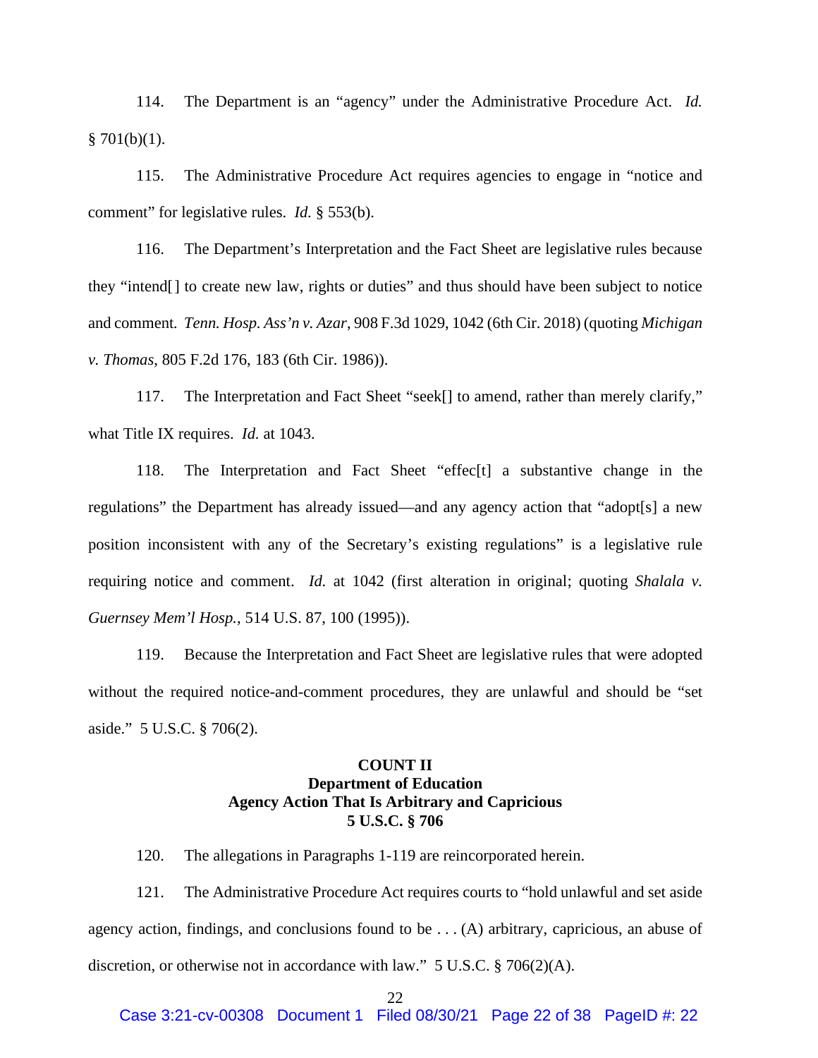114. The Department is an "agency" under the Administrative Procedure Act. *Id.* § 701(b)(1).

115. The Administrative Procedure Act requires agencies to engage in "notice and comment" for legislative rules. *Id.* § 553(b).

116. The Department's Interpretation and the Fact Sheet are legislative rules because they "intend[] to create new law, rights or duties" and thus should have been subject to notice and comment. *Tenn. Hosp. Ass'n v. Azar*, 908 F.3d 1029, 1042 (6th Cir. 2018) (quoting *Michigan v. Thomas*, 805 F.2d 176, 183 (6th Cir. 1986)).

117. The Interpretation and Fact Sheet "seek[] to amend, rather than merely clarify," what Title IX requires. *Id.* at 1043.

118. The Interpretation and Fact Sheet "effec[t] a substantive change in the regulations" the Department has already issued—and any agency action that "adopt[s] a new position inconsistent with any of the Secretary's existing regulations" is a legislative rule requiring notice and comment. *Id.* at 1042 (first alteration in original; quoting *Shalala v. Guernsey Mem'l Hosp.*, 514 U.S. 87, 100 (1995)).

119. Because the Interpretation and Fact Sheet are legislative rules that were adopted without the required notice-and-comment procedures, they are unlawful and should be "set aside." 5 U.S.C. § 706(2).

**COUNT II**
**Department of Education**
**Agency Action That Is Arbitrary and Capricious**
**5 U.S.C. § 706**

120. The allegations in Paragraphs 1-119 are reincorporated herein.

121. The Administrative Procedure Act requires courts to "hold unlawful and set aside agency action, findings, and conclusions found to be . . . (A) arbitrary, capricious, an abuse of discretion, or otherwise not in accordance with law." 5 U.S.C. § 706(2)(A).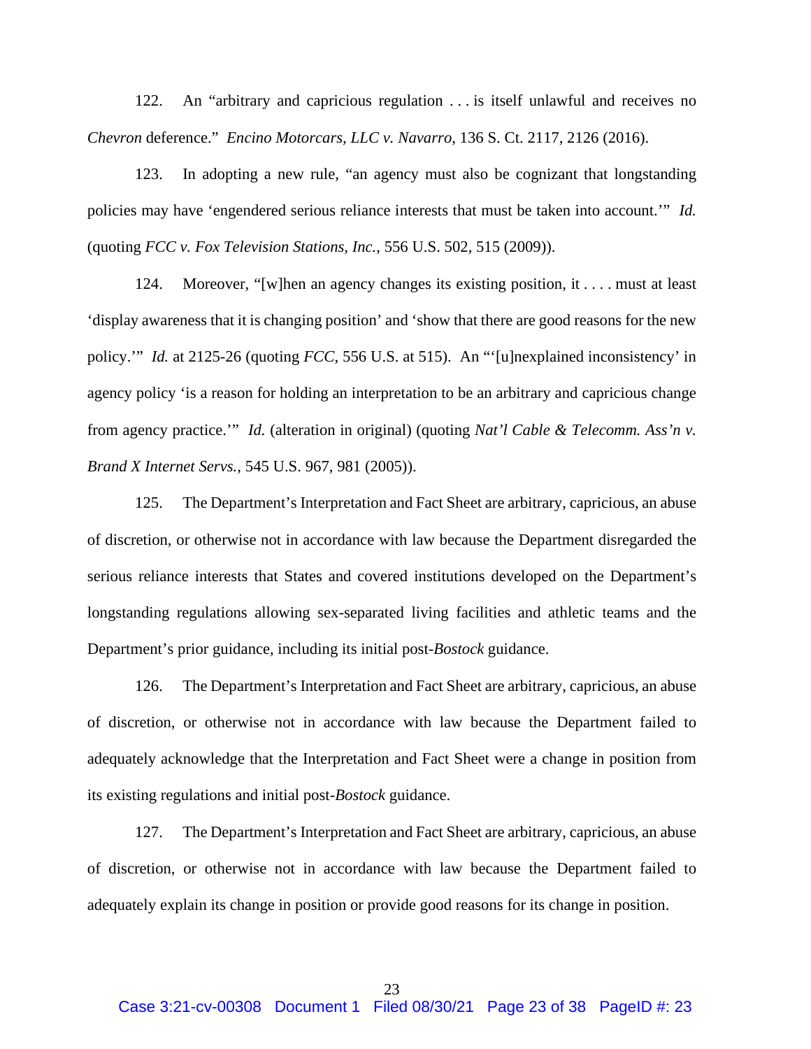122. An "arbitrary and capricious regulation . . . is itself unlawful and receives no *Chevron* deference." *Encino Motorcars, LLC v. Navarro*, 136 S. Ct. 2117, 2126 (2016).

123. In adopting a new rule, "an agency must also be cognizant that longstanding policies may have 'engendered serious reliance interests that must be taken into account.'" *Id.* (quoting *FCC v. Fox Television Stations, Inc.*, 556 U.S. 502, 515 (2009)).

124. Moreover, "[w]hen an agency changes its existing position, it . . . . must at least 'display awareness that it is changing position' and 'show that there are good reasons for the new policy.'" *Id.* at 2125-26 (quoting *FCC*, 556 U.S. at 515). An "'[u]nexplained inconsistency' in agency policy 'is a reason for holding an interpretation to be an arbitrary and capricious change from agency practice.'" *Id.* (alteration in original) (quoting *Nat'l Cable & Telecomm. Ass'n v. Brand X Internet Servs.*, 545 U.S. 967, 981 (2005)).

125. The Department's Interpretation and Fact Sheet are arbitrary, capricious, an abuse of discretion, or otherwise not in accordance with law because the Department disregarded the serious reliance interests that States and covered institutions developed on the Department's longstanding regulations allowing sex-separated living facilities and athletic teams and the Department's prior guidance, including its initial post-*Bostock* guidance.

126. The Department's Interpretation and Fact Sheet are arbitrary, capricious, an abuse of discretion, or otherwise not in accordance with law because the Department failed to adequately acknowledge that the Interpretation and Fact Sheet were a change in position from its existing regulations and initial post-*Bostock* guidance.

127. The Department's Interpretation and Fact Sheet are arbitrary, capricious, an abuse of discretion, or otherwise not in accordance with law because the Department failed to adequately explain its change in position or provide good reasons for its change in position.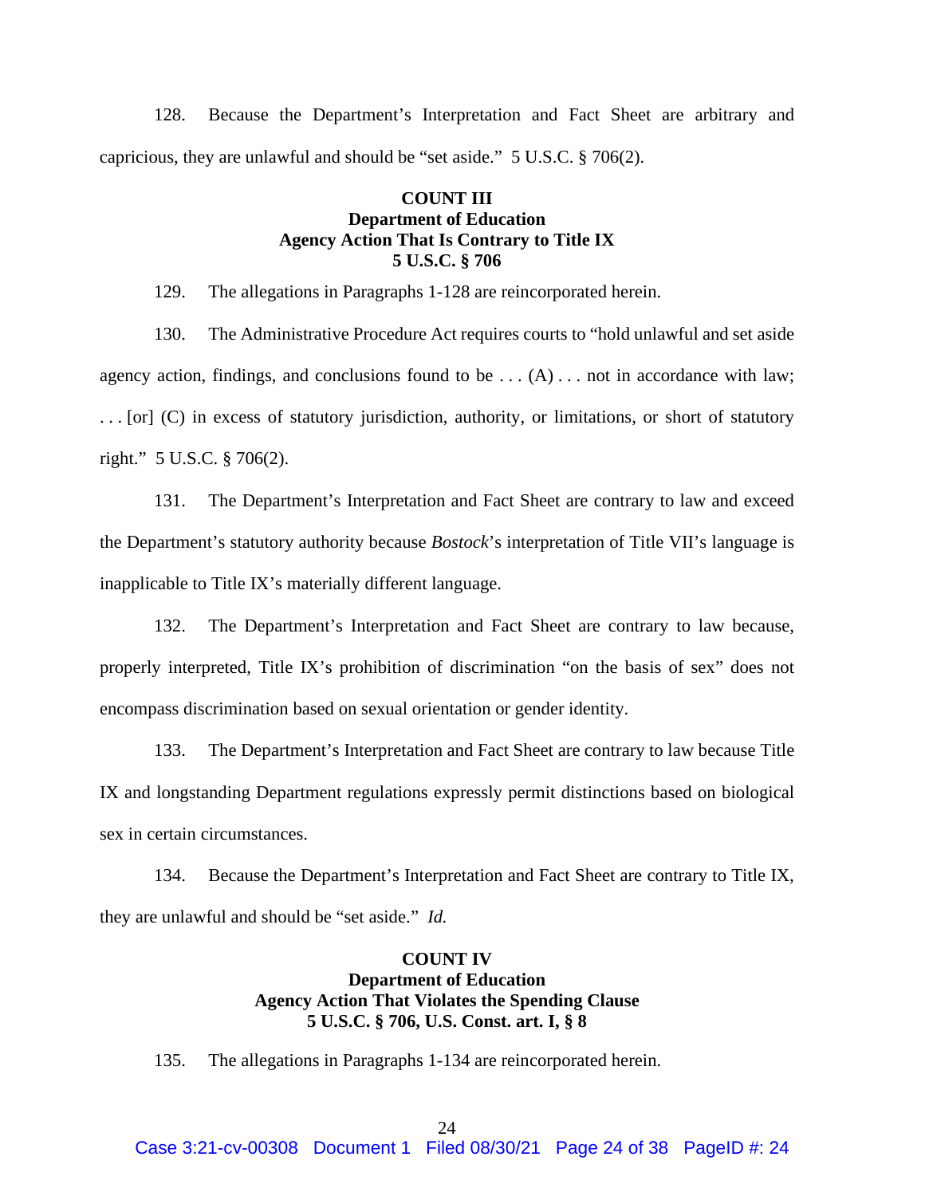128. Because the Department's Interpretation and Fact Sheet are arbitrary and capricious, they are unlawful and should be "set aside." 5 U.S.C. § 706(2).

**COUNT III**
**Department of Education**
**Agency Action That Is Contrary to Title IX**
**5 U.S.C. § 706**

129. The allegations in Paragraphs 1-128 are reincorporated herein.

130. The Administrative Procedure Act requires courts to "hold unlawful and set aside agency action, findings, and conclusions found to be . . . (A) . . . not in accordance with law; . . . [or] (C) in excess of statutory jurisdiction, authority, or limitations, or short of statutory right." 5 U.S.C. § 706(2).

131. The Department's Interpretation and Fact Sheet are contrary to law and exceed the Department's statutory authority because *Bostock*'s interpretation of Title VII's language is inapplicable to Title IX's materially different language.

132. The Department's Interpretation and Fact Sheet are contrary to law because, properly interpreted, Title IX's prohibition of discrimination "on the basis of sex" does not encompass discrimination based on sexual orientation or gender identity.

133. The Department's Interpretation and Fact Sheet are contrary to law because Title IX and longstanding Department regulations expressly permit distinctions based on biological sex in certain circumstances.

134. Because the Department's Interpretation and Fact Sheet are contrary to Title IX, they are unlawful and should be "set aside." *Id.*

**COUNT IV**
**Department of Education**
**Agency Action That Violates the Spending Clause**
**5 U.S.C. § 706, U.S. Const. art. I, § 8**

135. The allegations in Paragraphs 1-134 are reincorporated herein.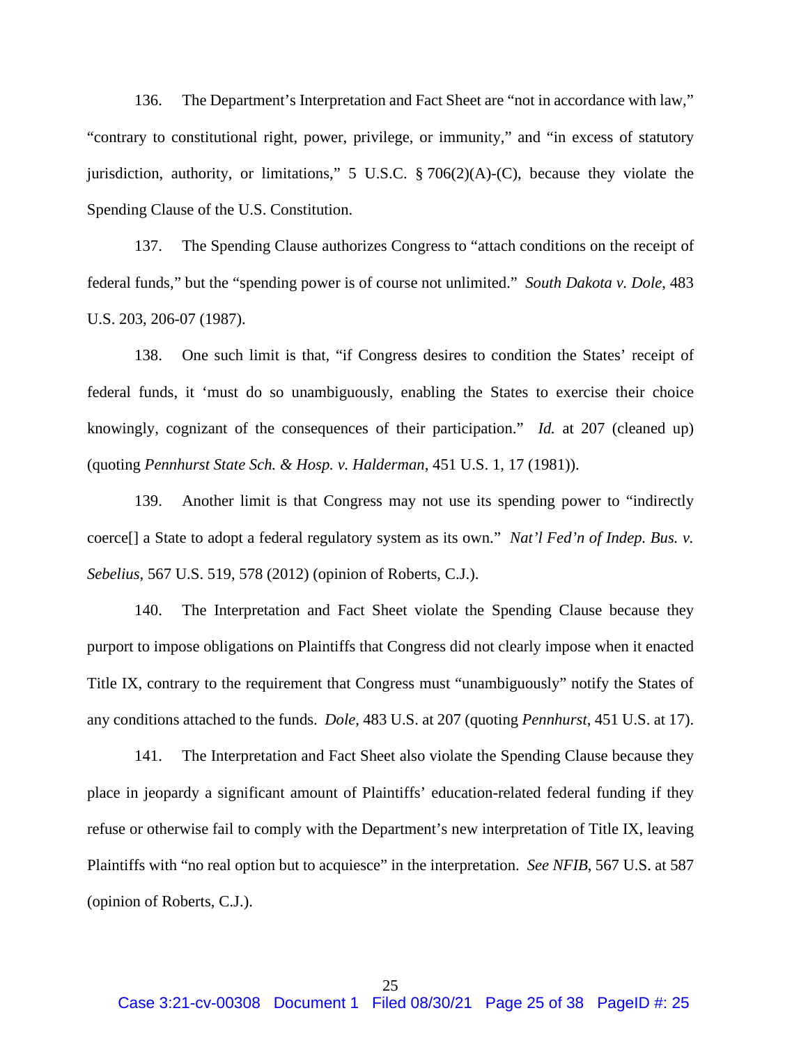136. The Department's Interpretation and Fact Sheet are "not in accordance with law," "contrary to constitutional right, power, privilege, or immunity," and "in excess of statutory jurisdiction, authority, or limitations," 5 U.S.C. § 706(2)(A)-(C), because they violate the Spending Clause of the U.S. Constitution.

137. The Spending Clause authorizes Congress to "attach conditions on the receipt of federal funds," but the "spending power is of course not unlimited." *South Dakota v. Dole*, 483 U.S. 203, 206-07 (1987).

138. One such limit is that, "if Congress desires to condition the States' receipt of federal funds, it 'must do so unambiguously, enabling the States to exercise their choice knowingly, cognizant of the consequences of their participation." *Id.* at 207 (cleaned up) (quoting *Pennhurst State Sch. & Hosp. v. Halderman*, 451 U.S. 1, 17 (1981)).

139. Another limit is that Congress may not use its spending power to "indirectly coerce[] a State to adopt a federal regulatory system as its own." *Nat'l Fed'n of Indep. Bus. v. Sebelius*, 567 U.S. 519, 578 (2012) (opinion of Roberts, C.J.).

140. The Interpretation and Fact Sheet violate the Spending Clause because they purport to impose obligations on Plaintiffs that Congress did not clearly impose when it enacted Title IX, contrary to the requirement that Congress must "unambiguously" notify the States of any conditions attached to the funds. *Dole*, 483 U.S. at 207 (quoting *Pennhurst*, 451 U.S. at 17).

141. The Interpretation and Fact Sheet also violate the Spending Clause because they place in jeopardy a significant amount of Plaintiffs' education-related federal funding if they refuse or otherwise fail to comply with the Department's new interpretation of Title IX, leaving Plaintiffs with "no real option but to acquiesce" in the interpretation. *See NFIB*, 567 U.S. at 587 (opinion of Roberts, C.J.).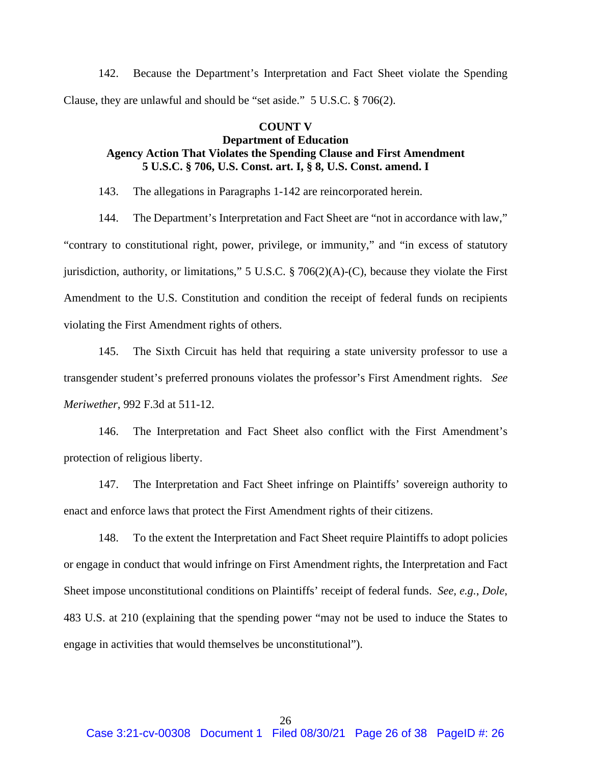142. Because the Department's Interpretation and Fact Sheet violate the Spending Clause, they are unlawful and should be "set aside." 5 U.S.C. § 706(2).

**COUNT V**
**Department of Education**
**Agency Action That Violates the Spending Clause and First Amendment**
**5 U.S.C. § 706, U.S. Const. art. I, § 8, U.S. Const. amend. I**

143. The allegations in Paragraphs 1-142 are reincorporated herein.

144. The Department's Interpretation and Fact Sheet are "not in accordance with law," "contrary to constitutional right, power, privilege, or immunity," and "in excess of statutory jurisdiction, authority, or limitations," 5 U.S.C. § 706(2)(A)-(C), because they violate the First Amendment to the U.S. Constitution and condition the receipt of federal funds on recipients violating the First Amendment rights of others.

145. The Sixth Circuit has held that requiring a state university professor to use a transgender student's preferred pronouns violates the professor's First Amendment rights. *See Meriwether*, 992 F.3d at 511-12.

146. The Interpretation and Fact Sheet also conflict with the First Amendment's protection of religious liberty.

147. The Interpretation and Fact Sheet infringe on Plaintiffs' sovereign authority to enact and enforce laws that protect the First Amendment rights of their citizens.

148. To the extent the Interpretation and Fact Sheet require Plaintiffs to adopt policies or engage in conduct that would infringe on First Amendment rights, the Interpretation and Fact Sheet impose unconstitutional conditions on Plaintiffs' receipt of federal funds. *See, e.g.*, *Dole*, 483 U.S. at 210 (explaining that the spending power "may not be used to induce the States to engage in activities that would themselves be unconstitutional").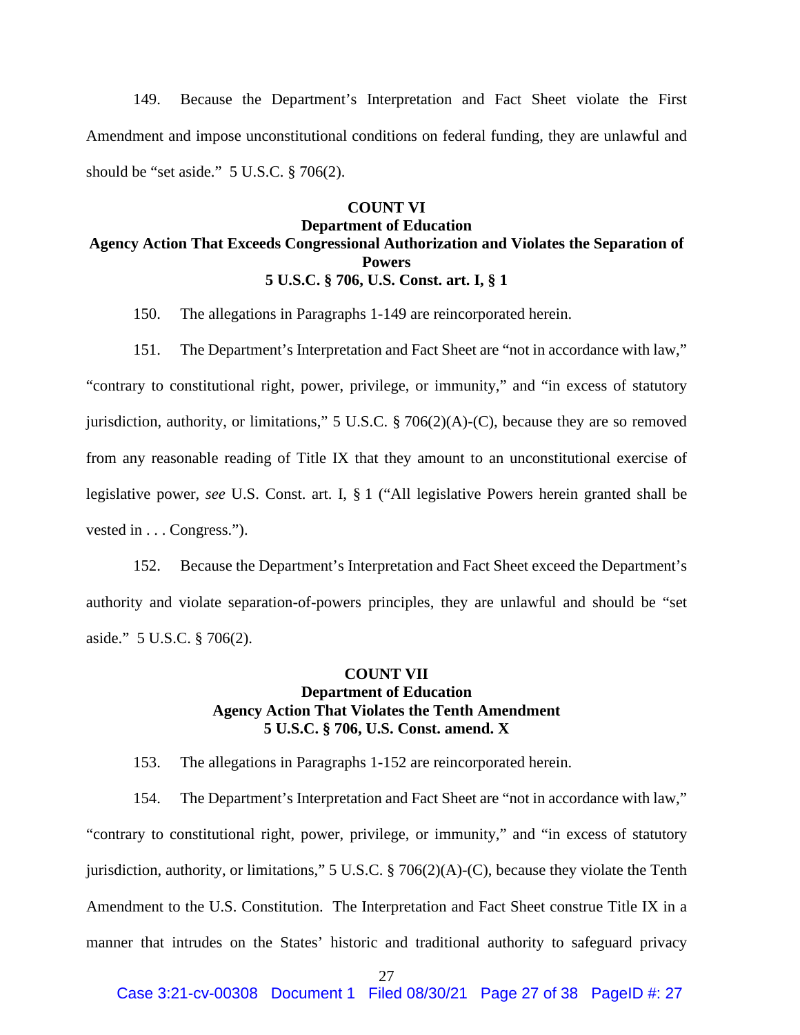149. Because the Department's Interpretation and Fact Sheet violate the First Amendment and impose unconstitutional conditions on federal funding, they are unlawful and should be "set aside." 5 U.S.C. § 706(2).

**COUNT VI**
**Department of Education**
**Agency Action That Exceeds Congressional Authorization and Violates the Separation of Powers**
**5 U.S.C. § 706, U.S. Const. art. I, § 1**

150. The allegations in Paragraphs 1-149 are reincorporated herein.

151. The Department's Interpretation and Fact Sheet are "not in accordance with law," "contrary to constitutional right, power, privilege, or immunity," and "in excess of statutory jurisdiction, authority, or limitations," 5 U.S.C. § 706(2)(A)-(C), because they are so removed from any reasonable reading of Title IX that they amount to an unconstitutional exercise of legislative power, *see* U.S. Const. art. I, § 1 ("All legislative Powers herein granted shall be vested in . . . Congress.").

152. Because the Department's Interpretation and Fact Sheet exceed the Department's authority and violate separation-of-powers principles, they are unlawful and should be "set aside." 5 U.S.C. § 706(2).

**COUNT VII**
**Department of Education**
**Agency Action That Violates the Tenth Amendment**
**5 U.S.C. § 706, U.S. Const. amend. X**

153. The allegations in Paragraphs 1-152 are reincorporated herein.

154. The Department's Interpretation and Fact Sheet are "not in accordance with law," "contrary to constitutional right, power, privilege, or immunity," and "in excess of statutory jurisdiction, authority, or limitations," 5 U.S.C. § 706(2)(A)-(C), because they violate the Tenth Amendment to the U.S. Constitution. The Interpretation and Fact Sheet construe Title IX in a manner that intrudes on the States' historic and traditional authority to safeguard privacy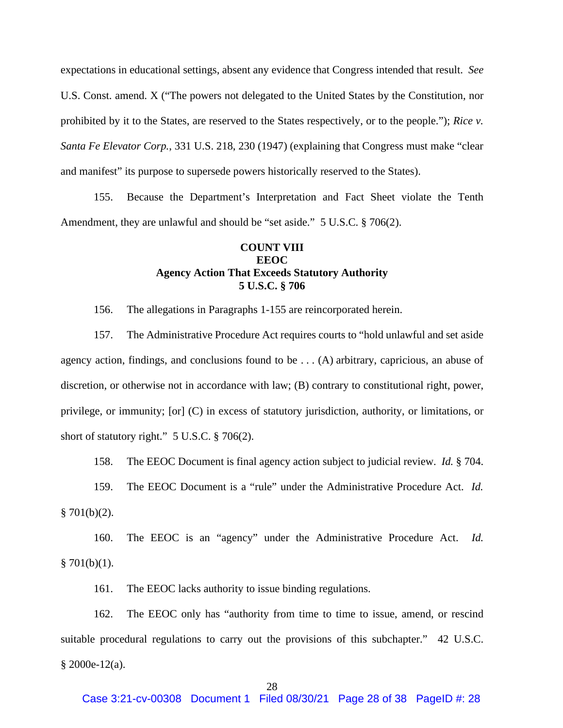expectations in educational settings, absent any evidence that Congress intended that result. *See* U.S. Const. amend. X ("The powers not delegated to the United States by the Constitution, nor prohibited by it to the States, are reserved to the States respectively, or to the people."); *Rice v. Santa Fe Elevator Corp.*, 331 U.S. 218, 230 (1947) (explaining that Congress must make "clear and manifest" its purpose to supersede powers historically reserved to the States).

155. Because the Department's Interpretation and Fact Sheet violate the Tenth Amendment, they are unlawful and should be "set aside." 5 U.S.C. § 706(2).

**COUNT VIII**
**EEOC**
**Agency Action That Exceeds Statutory Authority**
**5 U.S.C. § 706**

156. The allegations in Paragraphs 1-155 are reincorporated herein.

157. The Administrative Procedure Act requires courts to "hold unlawful and set aside agency action, findings, and conclusions found to be . . . (A) arbitrary, capricious, an abuse of discretion, or otherwise not in accordance with law; (B) contrary to constitutional right, power, privilege, or immunity; [or] (C) in excess of statutory jurisdiction, authority, or limitations, or short of statutory right." 5 U.S.C. § 706(2).

158. The EEOC Document is final agency action subject to judicial review. *Id.* § 704.

159. The EEOC Document is a "rule" under the Administrative Procedure Act. *Id.* § 701(b)(2).

160. The EEOC is an "agency" under the Administrative Procedure Act. *Id.* § 701(b)(1).

161. The EEOC lacks authority to issue binding regulations.

162. The EEOC only has "authority from time to time to issue, amend, or rescind suitable procedural regulations to carry out the provisions of this subchapter." 42 U.S.C. § 2000e-12(a).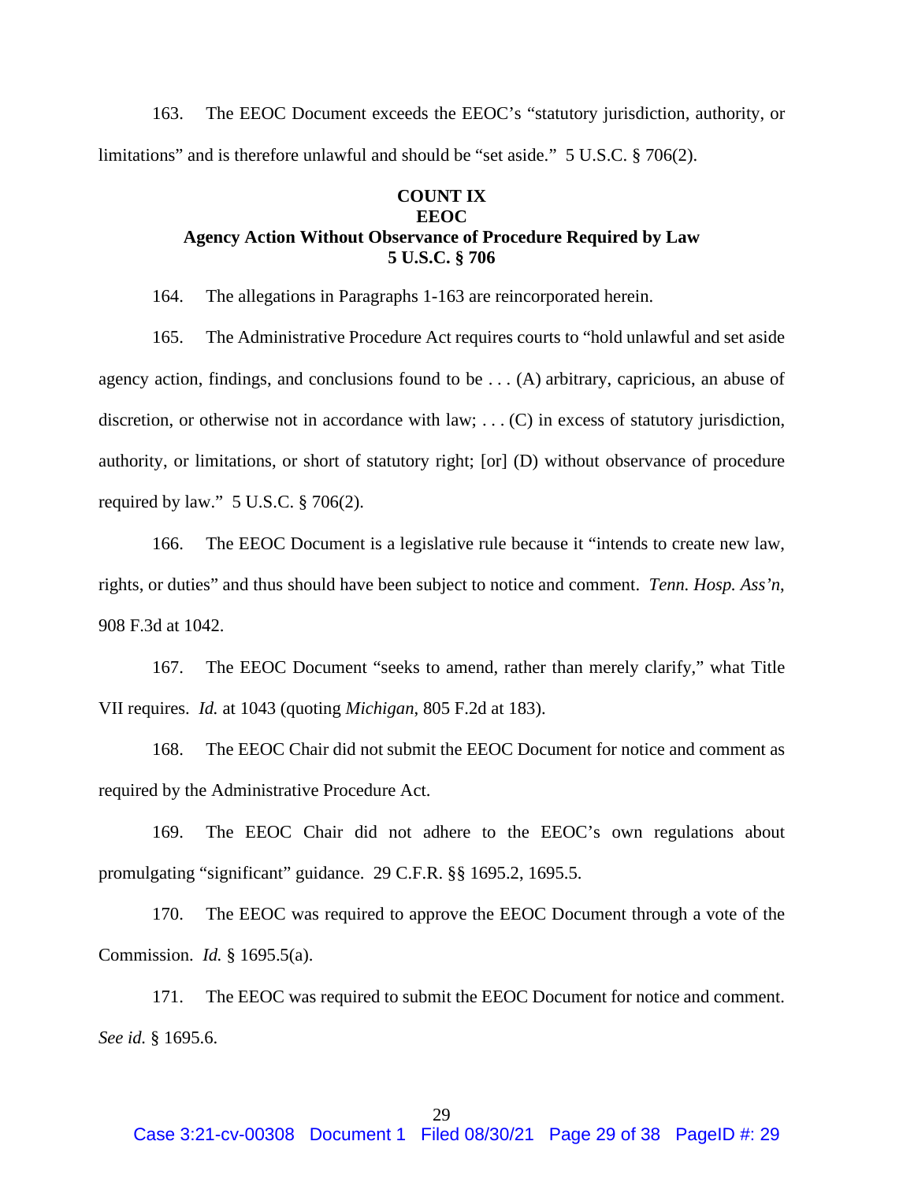163. The EEOC Document exceeds the EEOC's "statutory jurisdiction, authority, or limitations" and is therefore unlawful and should be "set aside." 5 U.S.C. § 706(2).

**COUNT IX**
**EEOC**
**Agency Action Without Observance of Procedure Required by Law**
**5 U.S.C. § 706**

164. The allegations in Paragraphs 1-163 are reincorporated herein.

165. The Administrative Procedure Act requires courts to "hold unlawful and set aside agency action, findings, and conclusions found to be . . . (A) arbitrary, capricious, an abuse of discretion, or otherwise not in accordance with law; . . . (C) in excess of statutory jurisdiction, authority, or limitations, or short of statutory right; [or] (D) without observance of procedure required by law." 5 U.S.C. § 706(2).

166. The EEOC Document is a legislative rule because it "intends to create new law, rights, or duties" and thus should have been subject to notice and comment. *Tenn. Hosp. Ass'n*, 908 F.3d at 1042.

167. The EEOC Document "seeks to amend, rather than merely clarify," what Title VII requires. *Id.* at 1043 (quoting *Michigan*, 805 F.2d at 183).

168. The EEOC Chair did not submit the EEOC Document for notice and comment as required by the Administrative Procedure Act.

169. The EEOC Chair did not adhere to the EEOC's own regulations about promulgating "significant" guidance. 29 C.F.R. §§ 1695.2, 1695.5.

170. The EEOC was required to approve the EEOC Document through a vote of the Commission. *Id.* § 1695.5(a).

171. The EEOC was required to submit the EEOC Document for notice and comment. *See id.* § 1695.6.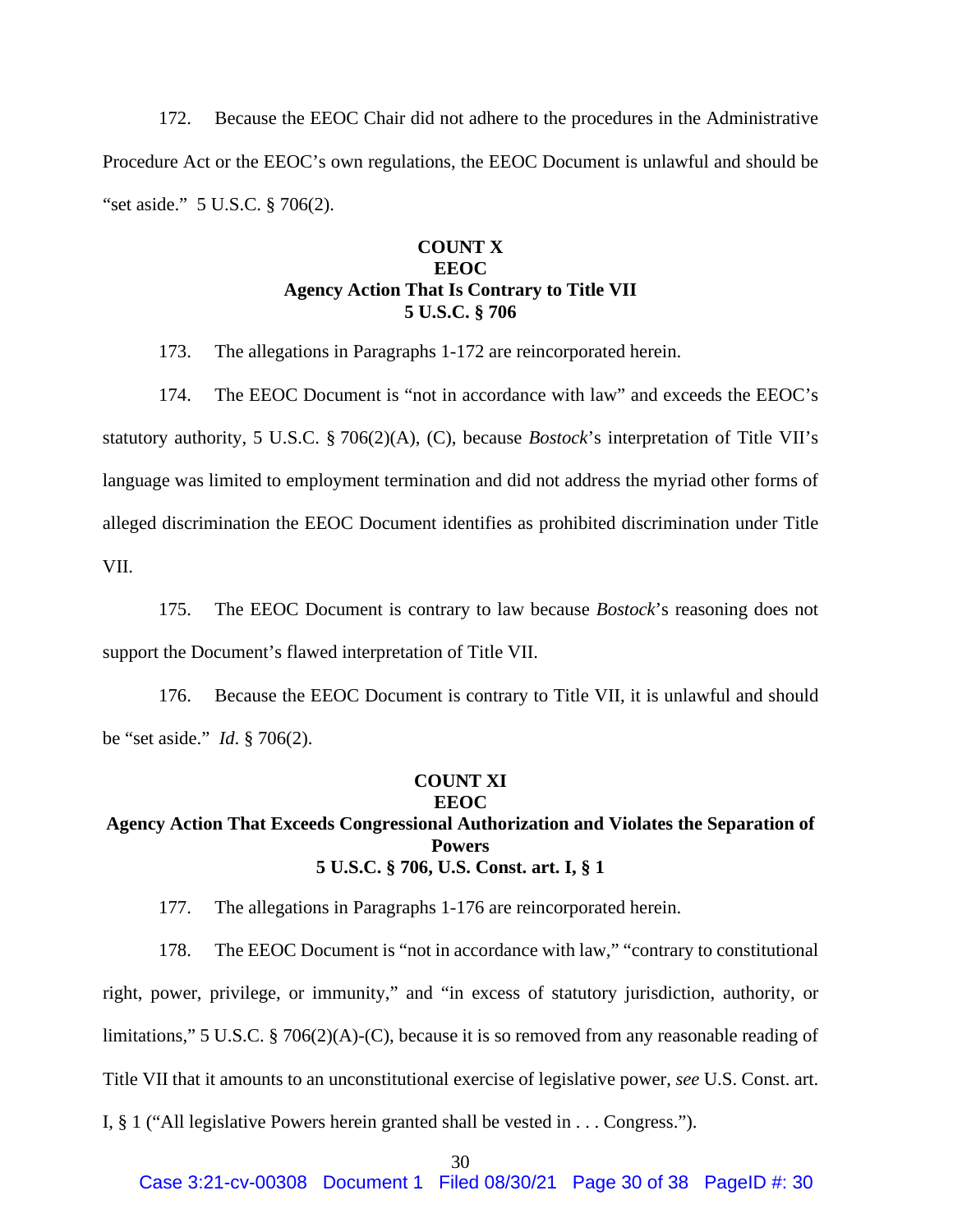172. Because the EEOC Chair did not adhere to the procedures in the Administrative Procedure Act or the EEOC's own regulations, the EEOC Document is unlawful and should be "set aside." 5 U.S.C. § 706(2).

**COUNT X**
**EEOC**
**Agency Action That Is Contrary to Title VII**
**5 U.S.C. § 706**

173. The allegations in Paragraphs 1-172 are reincorporated herein.

174. The EEOC Document is "not in accordance with law" and exceeds the EEOC's statutory authority, 5 U.S.C. § 706(2)(A), (C), because *Bostock*'s interpretation of Title VII's language was limited to employment termination and did not address the myriad other forms of alleged discrimination the EEOC Document identifies as prohibited discrimination under Title VII.

175. The EEOC Document is contrary to law because *Bostock*'s reasoning does not support the Document's flawed interpretation of Title VII.

176. Because the EEOC Document is contrary to Title VII, it is unlawful and should be "set aside." *Id*. § 706(2).

**COUNT XI**
**EEOC**
**Agency Action That Exceeds Congressional Authorization and Violates the Separation of Powers**
**5 U.S.C. § 706, U.S. Const. art. I, § 1**

177. The allegations in Paragraphs 1-176 are reincorporated herein.

178. The EEOC Document is "not in accordance with law," "contrary to constitutional right, power, privilege, or immunity," and "in excess of statutory jurisdiction, authority, or limitations," 5 U.S.C. § 706(2)(A)-(C), because it is so removed from any reasonable reading of Title VII that it amounts to an unconstitutional exercise of legislative power, *see* U.S. Const. art. I, § 1 ("All legislative Powers herein granted shall be vested in . . . Congress.").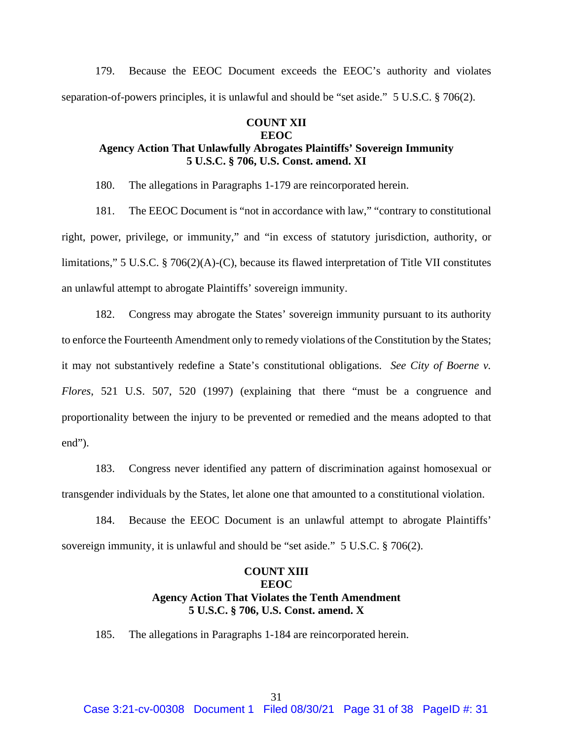179. Because the EEOC Document exceeds the EEOC's authority and violates separation-of-powers principles, it is unlawful and should be "set aside." 5 U.S.C. § 706(2).

**COUNT XII**
**EEOC**
**Agency Action That Unlawfully Abrogates Plaintiffs' Sovereign Immunity**
**5 U.S.C. § 706, U.S. Const. amend. XI**

180. The allegations in Paragraphs 1-179 are reincorporated herein.

181. The EEOC Document is "not in accordance with law," "contrary to constitutional right, power, privilege, or immunity," and "in excess of statutory jurisdiction, authority, or limitations," 5 U.S.C. § 706(2)(A)-(C), because its flawed interpretation of Title VII constitutes an unlawful attempt to abrogate Plaintiffs' sovereign immunity.

182. Congress may abrogate the States' sovereign immunity pursuant to its authority to enforce the Fourteenth Amendment only to remedy violations of the Constitution by the States; it may not substantively redefine a State's constitutional obligations. *See City of Boerne v. Flores*, 521 U.S. 507, 520 (1997) (explaining that there "must be a congruence and proportionality between the injury to be prevented or remedied and the means adopted to that end").

183. Congress never identified any pattern of discrimination against homosexual or transgender individuals by the States, let alone one that amounted to a constitutional violation.

184. Because the EEOC Document is an unlawful attempt to abrogate Plaintiffs' sovereign immunity, it is unlawful and should be "set aside." 5 U.S.C. § 706(2).

**COUNT XIII**
**EEOC**
**Agency Action That Violates the Tenth Amendment**
**5 U.S.C. § 706, U.S. Const. amend. X**

185. The allegations in Paragraphs 1-184 are reincorporated herein.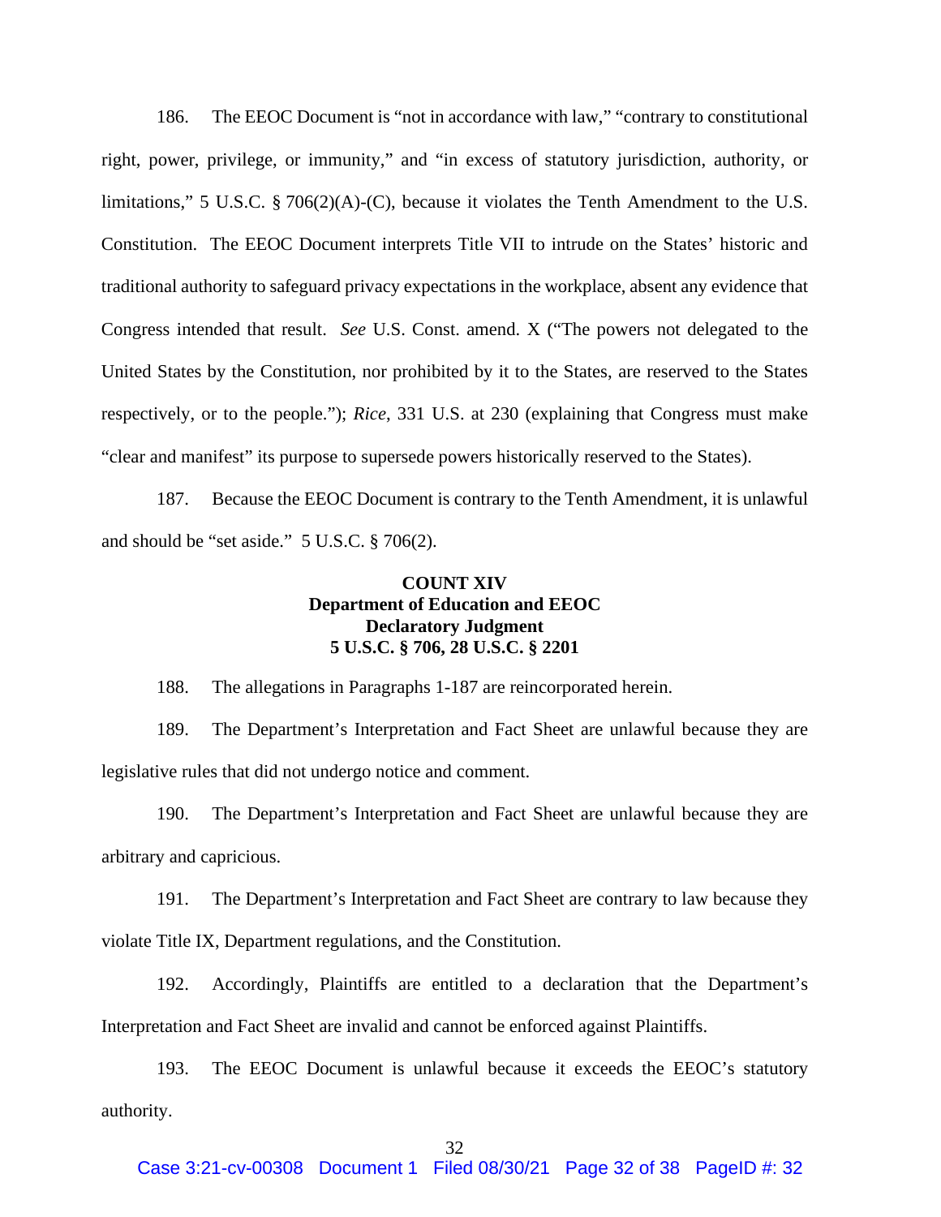186. The EEOC Document is "not in accordance with law," "contrary to constitutional right, power, privilege, or immunity," and "in excess of statutory jurisdiction, authority, or limitations," 5 U.S.C. § 706(2)(A)-(C), because it violates the Tenth Amendment to the U.S. Constitution. The EEOC Document interprets Title VII to intrude on the States' historic and traditional authority to safeguard privacy expectations in the workplace, absent any evidence that Congress intended that result. *See* U.S. Const. amend. X ("The powers not delegated to the United States by the Constitution, nor prohibited by it to the States, are reserved to the States respectively, or to the people."); *Rice*, 331 U.S. at 230 (explaining that Congress must make "clear and manifest" its purpose to supersede powers historically reserved to the States).

187. Because the EEOC Document is contrary to the Tenth Amendment, it is unlawful and should be "set aside." 5 U.S.C. § 706(2).

**COUNT XIV**
**Department of Education and EEOC**
**Declaratory Judgment**
**5 U.S.C. § 706, 28 U.S.C. § 2201**

188. The allegations in Paragraphs 1-187 are reincorporated herein.

189. The Department's Interpretation and Fact Sheet are unlawful because they are legislative rules that did not undergo notice and comment.

190. The Department's Interpretation and Fact Sheet are unlawful because they are arbitrary and capricious.

191. The Department's Interpretation and Fact Sheet are contrary to law because they violate Title IX, Department regulations, and the Constitution.

192. Accordingly, Plaintiffs are entitled to a declaration that the Department's Interpretation and Fact Sheet are invalid and cannot be enforced against Plaintiffs.

193. The EEOC Document is unlawful because it exceeds the EEOC's statutory authority.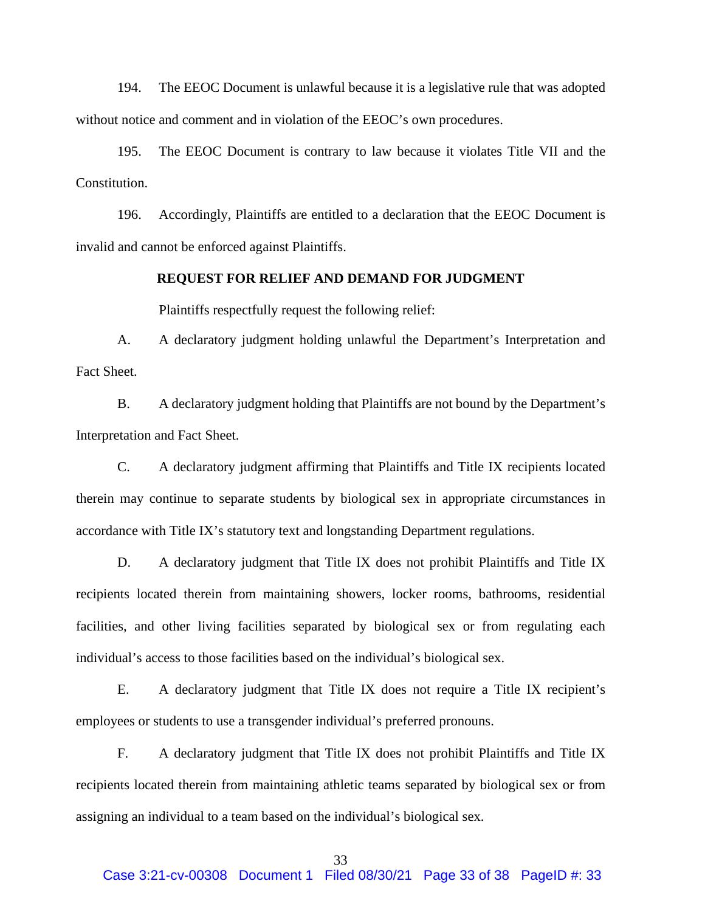194. The EEOC Document is unlawful because it is a legislative rule that was adopted without notice and comment and in violation of the EEOC's own procedures.

195. The EEOC Document is contrary to law because it violates Title VII and the Constitution.

196. Accordingly, Plaintiffs are entitled to a declaration that the EEOC Document is invalid and cannot be enforced against Plaintiffs.

## REQUEST FOR RELIEF AND DEMAND FOR JUDGMENT

Plaintiffs respectfully request the following relief:

A. A declaratory judgment holding unlawful the Department's Interpretation and Fact Sheet.

B. A declaratory judgment holding that Plaintiffs are not bound by the Department's Interpretation and Fact Sheet.

C. A declaratory judgment affirming that Plaintiffs and Title IX recipients located therein may continue to separate students by biological sex in appropriate circumstances in accordance with Title IX's statutory text and longstanding Department regulations.

D. A declaratory judgment that Title IX does not prohibit Plaintiffs and Title IX recipients located therein from maintaining showers, locker rooms, bathrooms, residential facilities, and other living facilities separated by biological sex or from regulating each individual's access to those facilities based on the individual's biological sex.

E. A declaratory judgment that Title IX does not require a Title IX recipient's employees or students to use a transgender individual's preferred pronouns.

F. A declaratory judgment that Title IX does not prohibit Plaintiffs and Title IX recipients located therein from maintaining athletic teams separated by biological sex or from assigning an individual to a team based on the individual's biological sex.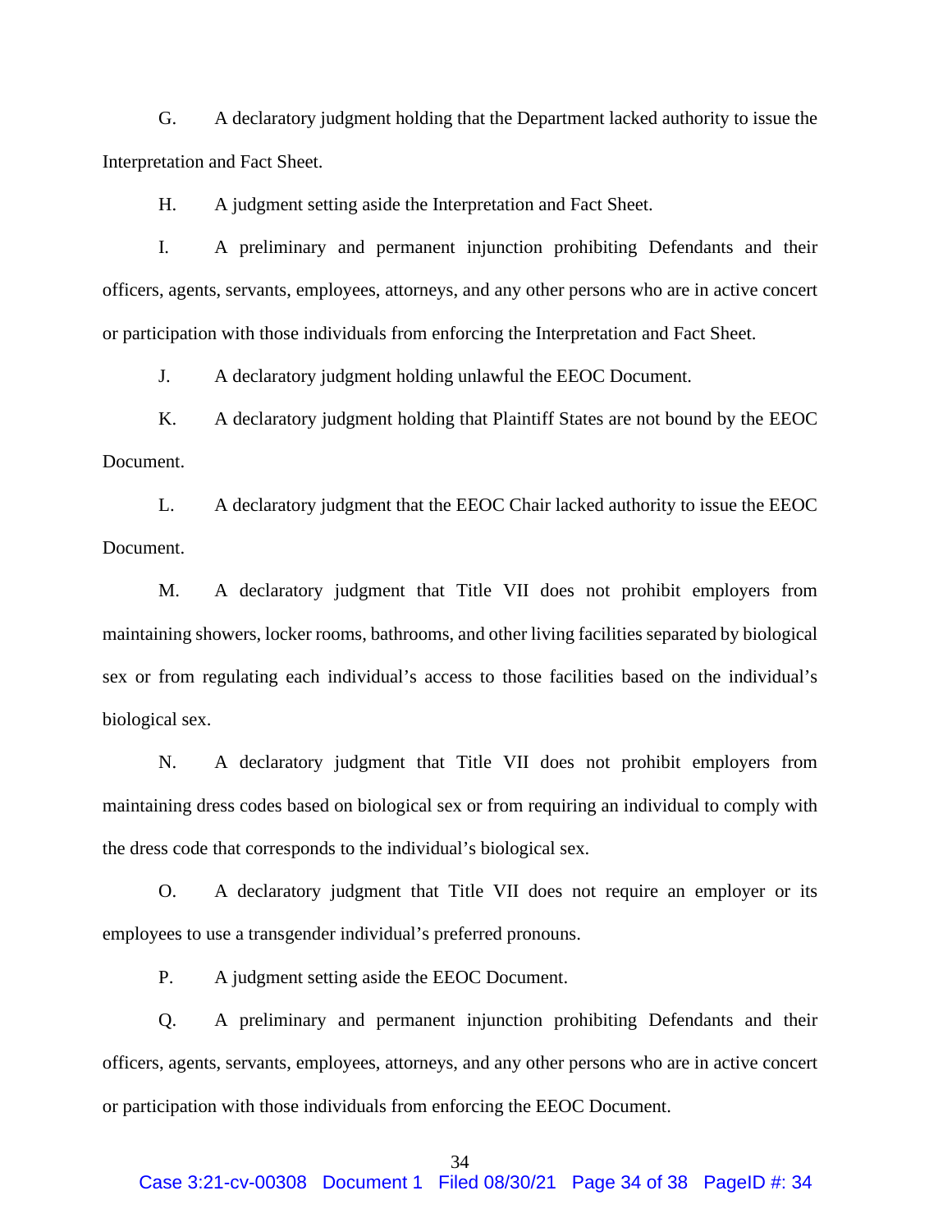G. A declaratory judgment holding that the Department lacked authority to issue the Interpretation and Fact Sheet.

H. A judgment setting aside the Interpretation and Fact Sheet.

I. A preliminary and permanent injunction prohibiting Defendants and their officers, agents, servants, employees, attorneys, and any other persons who are in active concert or participation with those individuals from enforcing the Interpretation and Fact Sheet.

J. A declaratory judgment holding unlawful the EEOC Document.

K. A declaratory judgment holding that Plaintiff States are not bound by the EEOC Document.

L. A declaratory judgment that the EEOC Chair lacked authority to issue the EEOC Document.

M. A declaratory judgment that Title VII does not prohibit employers from maintaining showers, locker rooms, bathrooms, and other living facilities separated by biological sex or from regulating each individual's access to those facilities based on the individual's biological sex.

N. A declaratory judgment that Title VII does not prohibit employers from maintaining dress codes based on biological sex or from requiring an individual to comply with the dress code that corresponds to the individual's biological sex.

O. A declaratory judgment that Title VII does not require an employer or its employees to use a transgender individual's preferred pronouns.

P. A judgment setting aside the EEOC Document.

Q. A preliminary and permanent injunction prohibiting Defendants and their officers, agents, servants, employees, attorneys, and any other persons who are in active concert or participation with those individuals from enforcing the EEOC Document.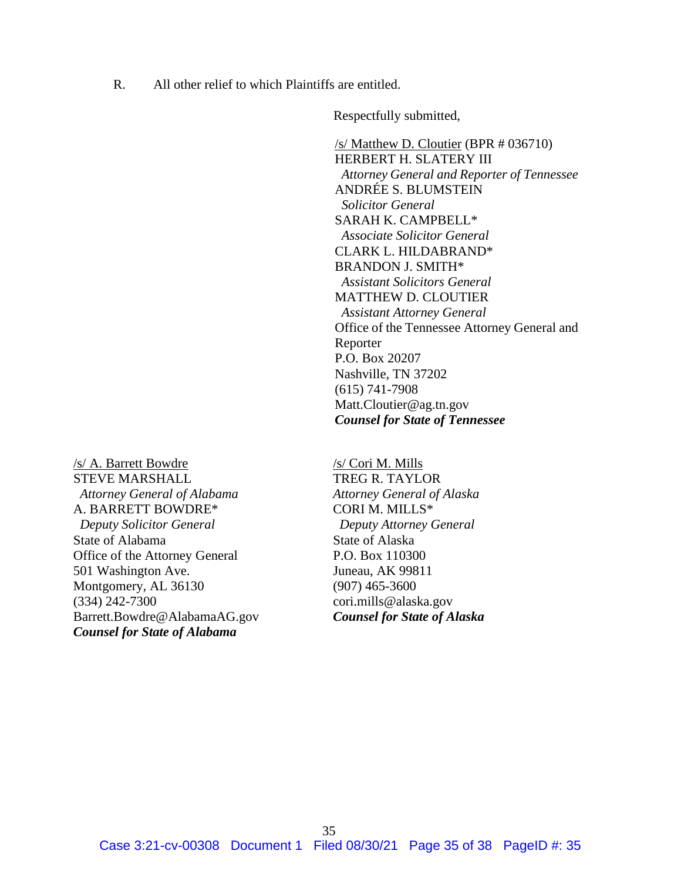R. All other relief to which Plaintiffs are entitled.

Respectfully submitted,

/s/ Matthew D. Cloutier (BPR # 036710)
HERBERT H. SLATERY III
*Attorney General and Reporter of Tennessee*
ANDRÉE S. BLUMSTEIN
*Solicitor General*
SARAH K. CAMPBELL*
*Associate Solicitor General*
CLARK L. HILDABRAND*
BRANDON J. SMITH*
*Assistant Solicitors General*
MATTHEW D. CLOUTIER
*Assistant Attorney General*
Office of the Tennessee Attorney General and Reporter
P.O. Box 20207
Nashville, TN 37202
(615) 741-7908
Matt.Cloutier@ag.tn.gov
***Counsel for State of Tennessee***

/s/ A. Barrett Bowdre
STEVE MARSHALL
*Attorney General of Alabama*
A. BARRETT BOWDRE*
*Deputy Solicitor General*
State of Alabama
Office of the Attorney General
501 Washington Ave.
Montgomery, AL 36130
(334) 242-7300
Barrett.Bowdre@AlabamaAG.gov
***Counsel for State of Alabama***

/s/ Cori M. Mills
TREG R. TAYLOR
*Attorney General of Alaska*
CORI M. MILLS*
*Deputy Attorney General*
State of Alaska
P.O. Box 110300
Juneau, AK 99811
(907) 465-3600
cori.mills@alaska.gov
***Counsel for State of Alaska***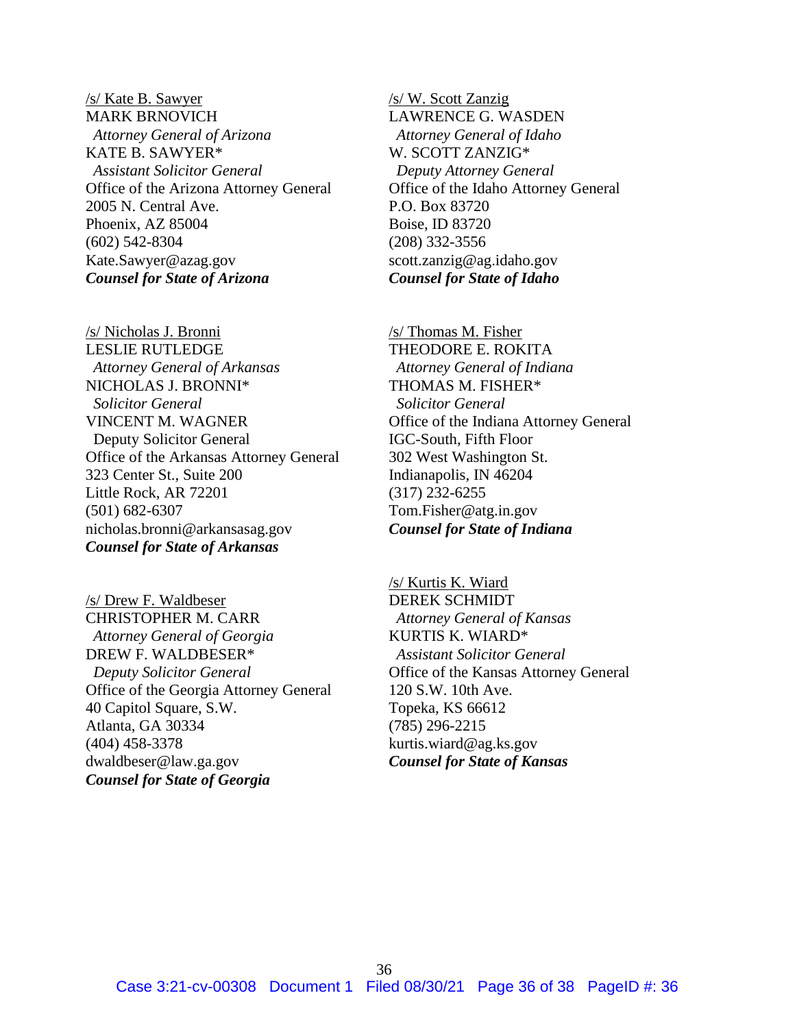/s/ Kate B. Sawyer
MARK BRNOVICH
*Attorney General of Arizona*
KATE B. SAWYER*
*Assistant Solicitor General*
Office of the Arizona Attorney General
2005 N. Central Ave.
Phoenix, AZ 85004
(602) 542-8304
Kate.Sawyer@azag.gov
***Counsel for State of Arizona***

/s/ Nicholas J. Bronni
LESLIE RUTLEDGE
*Attorney General of Arkansas*
NICHOLAS J. BRONNI*
*Solicitor General*
VINCENT M. WAGNER
Deputy Solicitor General
Office of the Arkansas Attorney General
323 Center St., Suite 200
Little Rock, AR 72201
(501) 682-6307
nicholas.bronni@arkansasag.gov
***Counsel for State of Arkansas***

/s/ Drew F. Waldbeser
CHRISTOPHER M. CARR
*Attorney General of Georgia*
DREW F. WALDBESER*
*Deputy Solicitor General*
Office of the Georgia Attorney General
40 Capitol Square, S.W.
Atlanta, GA 30334
(404) 458-3378
dwaldbeser@law.ga.gov
***Counsel for State of Georgia***

/s/ W. Scott Zanzig
LAWRENCE G. WASDEN
*Attorney General of Idaho*
W. SCOTT ZANZIG*
*Deputy Attorney General*
Office of the Idaho Attorney General
P.O. Box 83720
Boise, ID 83720
(208) 332-3556
scott.zanzig@ag.idaho.gov
***Counsel for State of Idaho***

/s/ Thomas M. Fisher
THEODORE E. ROKITA
*Attorney General of Indiana*
THOMAS M. FISHER*
*Solicitor General*
Office of the Indiana Attorney General
IGC-South, Fifth Floor
302 West Washington St.
Indianapolis, IN 46204
(317) 232-6255
Tom.Fisher@atg.in.gov
***Counsel for State of Indiana***

/s/ Kurtis K. Wiard
DEREK SCHMIDT
*Attorney General of Kansas*
KURTIS K. WIARD*
*Assistant Solicitor General*
Office of the Kansas Attorney General
120 S.W. 10th Ave.
Topeka, KS 66612
(785) 296-2215
kurtis.wiard@ag.ks.gov
***Counsel for State of Kansas***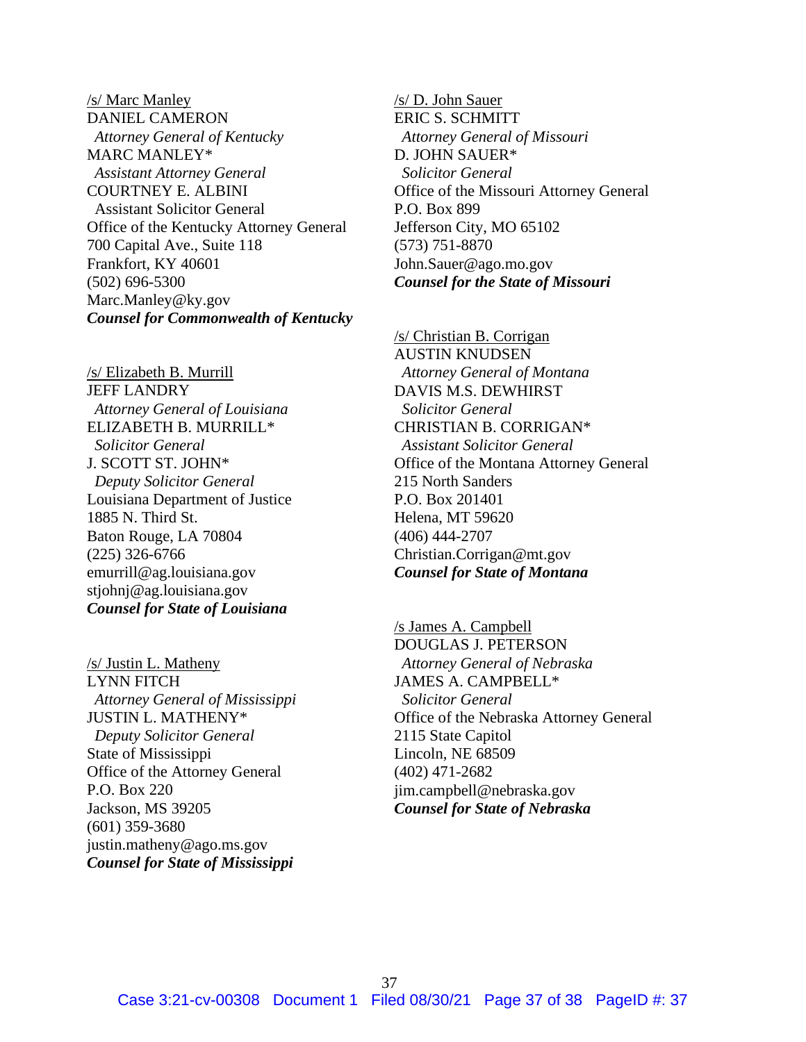/s/ Marc Manley
DANIEL CAMERON
*Attorney General of Kentucky*
MARC MANLEY*
*Assistant Attorney General*
COURTNEY E. ALBINI
Assistant Solicitor General
Office of the Kentucky Attorney General
700 Capital Ave., Suite 118
Frankfort, KY 40601
(502) 696-5300
Marc.Manley@ky.gov
***Counsel for Commonwealth of Kentucky***

/s/ Elizabeth B. Murrill
JEFF LANDRY
*Attorney General of Louisiana*
ELIZABETH B. MURRILL*
*Solicitor General*
J. SCOTT ST. JOHN*
*Deputy Solicitor General*
Louisiana Department of Justice
1885 N. Third St.
Baton Rouge, LA 70804
(225) 326-6766
emurrill@ag.louisiana.gov
stjohnj@ag.louisiana.gov
***Counsel for State of Louisiana***

/s/ Justin L. Matheny
LYNN FITCH
*Attorney General of Mississippi*
JUSTIN L. MATHENY*
*Deputy Solicitor General*
State of Mississippi
Office of the Attorney General
P.O. Box 220
Jackson, MS 39205
(601) 359-3680
justin.matheny@ago.ms.gov
***Counsel for State of Mississippi***

/s/ D. John Sauer
ERIC S. SCHMITT
*Attorney General of Missouri*
D. JOHN SAUER*
*Solicitor General*
Office of the Missouri Attorney General
P.O. Box 899
Jefferson City, MO 65102
(573) 751-8870
John.Sauer@ago.mo.gov
***Counsel for the State of Missouri***

/s/ Christian B. Corrigan
AUSTIN KNUDSEN
*Attorney General of Montana*
DAVIS M.S. DEWHIRST
*Solicitor General*
CHRISTIAN B. CORRIGAN*
*Assistant Solicitor General*
Office of the Montana Attorney General
215 North Sanders
P.O. Box 201401
Helena, MT 59620
(406) 444-2707
Christian.Corrigan@mt.gov
***Counsel for State of Montana***

/s James A. Campbell
DOUGLAS J. PETERSON
*Attorney General of Nebraska*
JAMES A. CAMPBELL*
*Solicitor General*
Office of the Nebraska Attorney General
2115 State Capitol
Lincoln, NE 68509
(402) 471-2682
jim.campbell@nebraska.gov
***Counsel for State of Nebraska***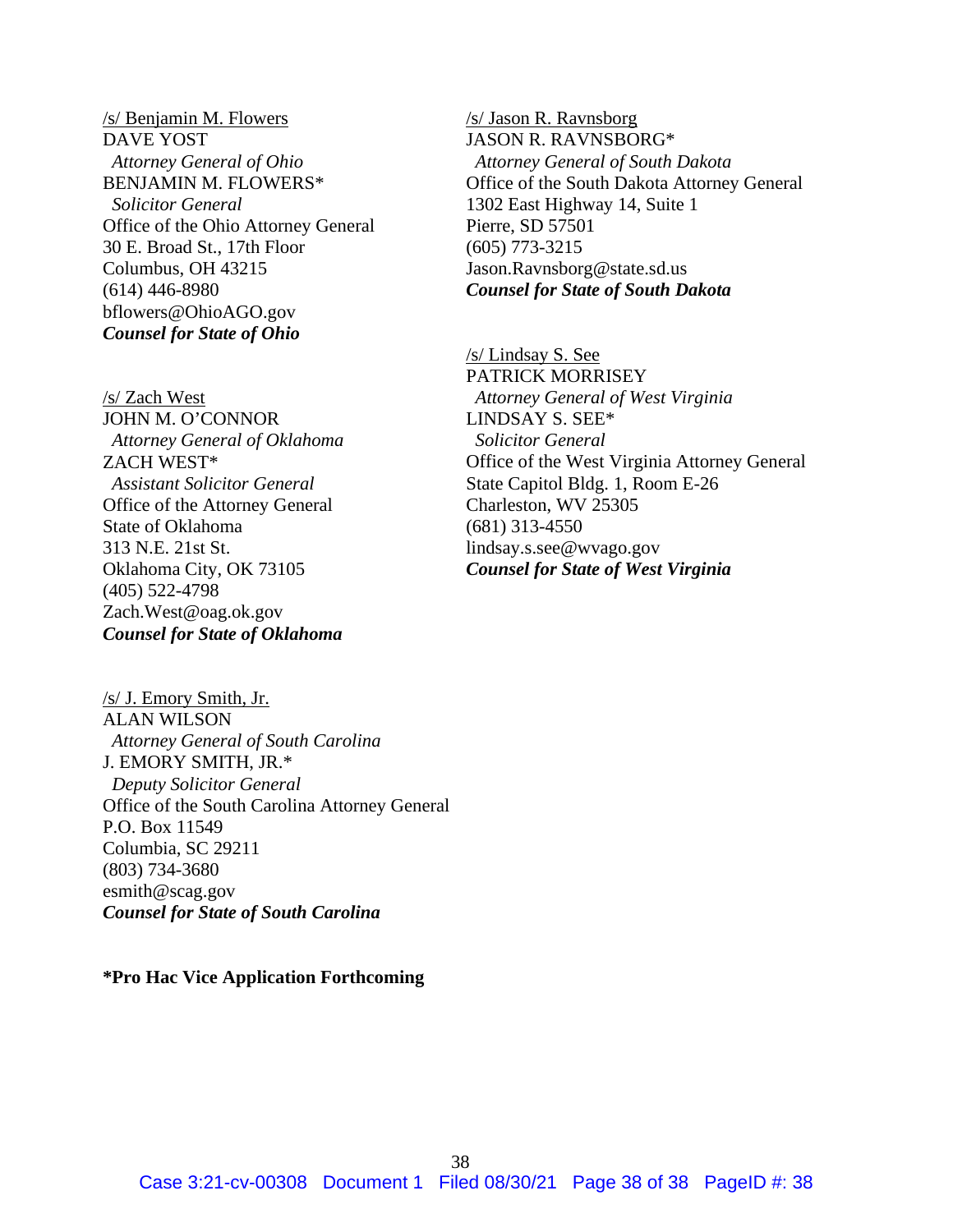/s/ Benjamin M. Flowers
DAVE YOST
*Attorney General of Ohio*
BENJAMIN M. FLOWERS*
*Solicitor General*
Office of the Ohio Attorney General
30 E. Broad St., 17th Floor
Columbus, OH 43215
(614) 446-8980
bflowers@OhioAGO.gov
***Counsel for State of Ohio***

/s/ Zach West
JOHN M. O'CONNOR
*Attorney General of Oklahoma*
ZACH WEST*
*Assistant Solicitor General*
Office of the Attorney General
State of Oklahoma
313 N.E. 21st St.
Oklahoma City, OK 73105
(405) 522-4798
Zach.West@oag.ok.gov
***Counsel for State of Oklahoma***

/s/ J. Emory Smith, Jr.
ALAN WILSON
*Attorney General of South Carolina*
J. EMORY SMITH, JR.*
*Deputy Solicitor General*
Office of the South Carolina Attorney General
P.O. Box 11549
Columbia, SC 29211
(803) 734-3680
esmith@scag.gov
***Counsel for State of South Carolina***

/s/ Jason R. Ravnsborg
JASON R. RAVNSBORG*
*Attorney General of South Dakota*
Office of the South Dakota Attorney General
1302 East Highway 14, Suite 1
Pierre, SD 57501
(605) 773-3215
Jason.Ravnsborg@state.sd.us
***Counsel for State of South Dakota***

/s/ Lindsay S. See
PATRICK MORRISEY
*Attorney General of West Virginia*
LINDSAY S. SEE*
*Solicitor General*
Office of the West Virginia Attorney General
State Capitol Bldg. 1, Room E-26
Charleston, WV 25305
(681) 313-4550
lindsay.s.see@wvago.gov
***Counsel for State of West Virginia***

**\*Pro Hac Vice Application Forthcoming**